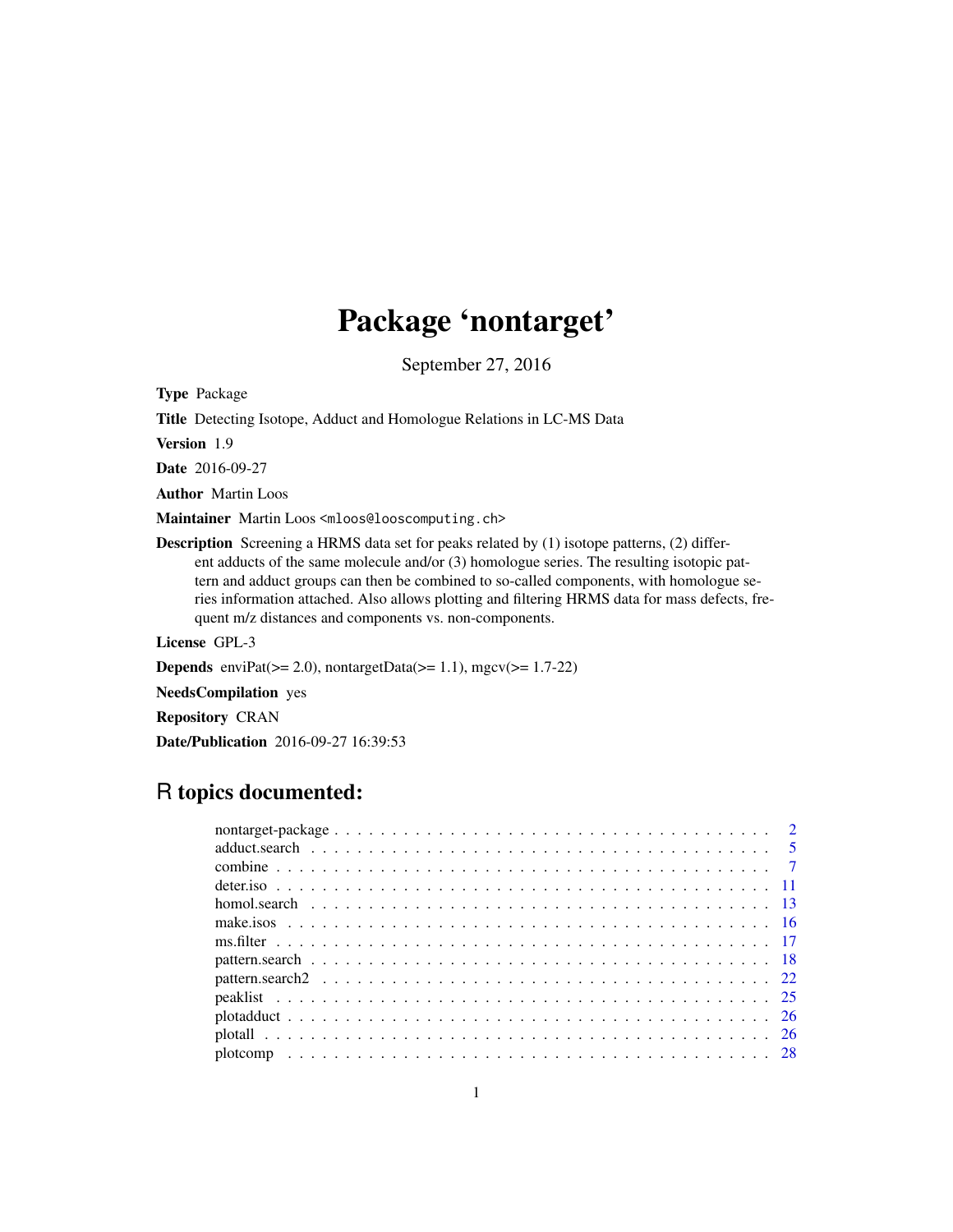# Package 'nontarget'

September 27, 2016

**Type** Package

**Title** Detecting Isotope, Adduct and Homologue Relations in LC-MS Data

**Version** 1.9

**Date** 2016-09-27

**Author** Martin Loos

**Maintainer** Martin Loos <mloos@looscomputing.ch>

**Description** Screening a HRMS data set for peaks related by (1) isotope patterns, (2) different adducts of the same molecule and/or (3) homologue series. The resulting isotopic pattern and adduct groups can then be combined to so-called components, with homologue series information attached. Also allows plotting and filtering HRMS data for mass defects, frequent m/z distances and components vs. non-components.

**License** GPL-3

**Depends** enviPat(>= 2.0), nontargetData(>= 1.1), mgcv(>= 1.7-22)

**NeedsCompilation** yes

**Repository** CRAN

**Date/Publication** 2016-09-27 16:39:53

## R topics documented:

| | |
|---|---|
| nontarget-package | 2 |
| adduct.search | 5 |
| combine | 7 |
| deter.iso | 11 |
| homol.search | 13 |
| make.isos | 16 |
| ms.filter | 17 |
| pattern.search | 18 |
| pattern.search2 | 22 |
| peaklist | 25 |
| plotadduct | 26 |
| plotall | 26 |
| plotcomp | 28 |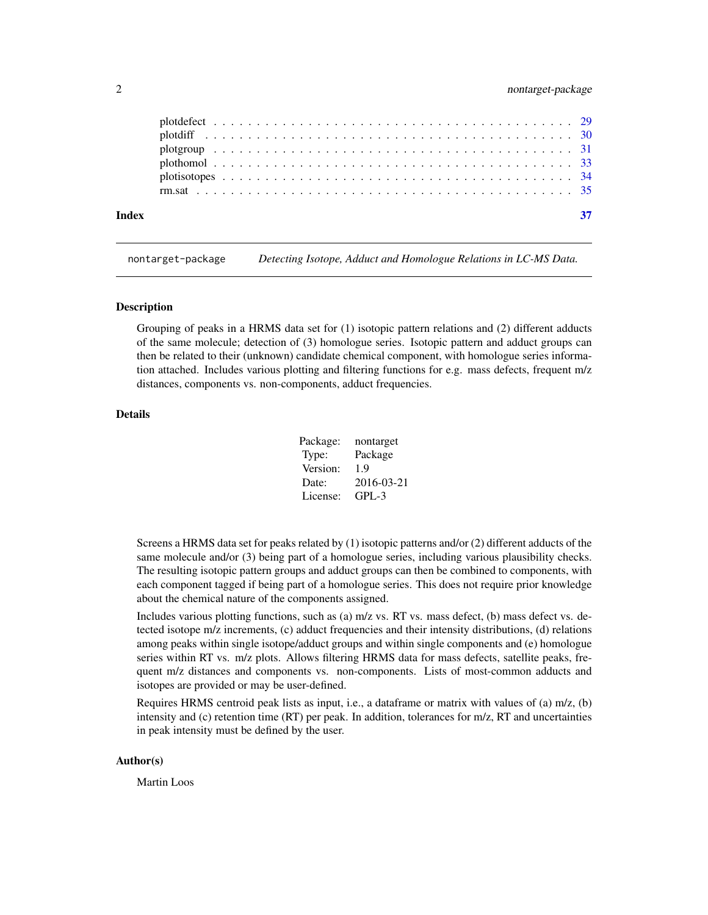plotdefect . . . . . . . . . . . . . . . . . . . . . . . . . . . . . . . . . . . . . . 29
plotdiff . . . . . . . . . . . . . . . . . . . . . . . . . . . . . . . . . . . . . . . 30
plotgroup . . . . . . . . . . . . . . . . . . . . . . . . . . . . . . . . . . . . . . 31
plothomol . . . . . . . . . . . . . . . . . . . . . . . . . . . . . . . . . . . . . . 33
plotisotopes . . . . . . . . . . . . . . . . . . . . . . . . . . . . . . . . . . . . . 34
rm.sat . . . . . . . . . . . . . . . . . . . . . . . . . . . . . . . . . . . . . . . . 35

**Index** **37**

---

`nontarget-package` *Detecting Isotope, Adduct and Homologue Relations in LC-MS Data.*

---

## Description

Grouping of peaks in a HRMS data set for (1) isotopic pattern relations and (2) different adducts of the same molecule; detection of (3) homologue series. Isotopic pattern and adduct groups can then be related to their (unknown) candidate chemical component, with homologue series information attached. Includes various plotting and filtering functions for e.g. mass defects, frequent m/z distances, components vs. non-components, adduct frequencies.

## Details

| | |
|---|---|
| Package: | nontarget |
| Type: | Package |
| Version: | 1.9 |
| Date: | 2016-03-21 |
| License: | GPL-3 |

Screens a HRMS data set for peaks related by (1) isotopic patterns and/or (2) different adducts of the same molecule and/or (3) being part of a homologue series, including various plausibility checks. The resulting isotopic pattern groups and adduct groups can then be combined to components, with each component tagged if being part of a homologue series. This does not require prior knowledge about the chemical nature of the components assigned.

Includes various plotting functions, such as (a) m/z vs. RT vs. mass defect, (b) mass defect vs. detected isotope m/z increments, (c) adduct frequencies and their intensity distributions, (d) relations among peaks within single isotope/adduct groups and within single components and (e) homologue series within RT vs. m/z plots. Allows filtering HRMS data for mass defects, satellite peaks, frequent m/z distances and components vs. non-components. Lists of most-common adducts and isotopes are provided or may be user-defined.

Requires HRMS centroid peak lists as input, i.e., a dataframe or matrix with values of (a) m/z, (b) intensity and (c) retention time (RT) per peak. In addition, tolerances for m/z, RT and uncertainties in peak intensity must be defined by the user.

## Author(s)

Martin Loos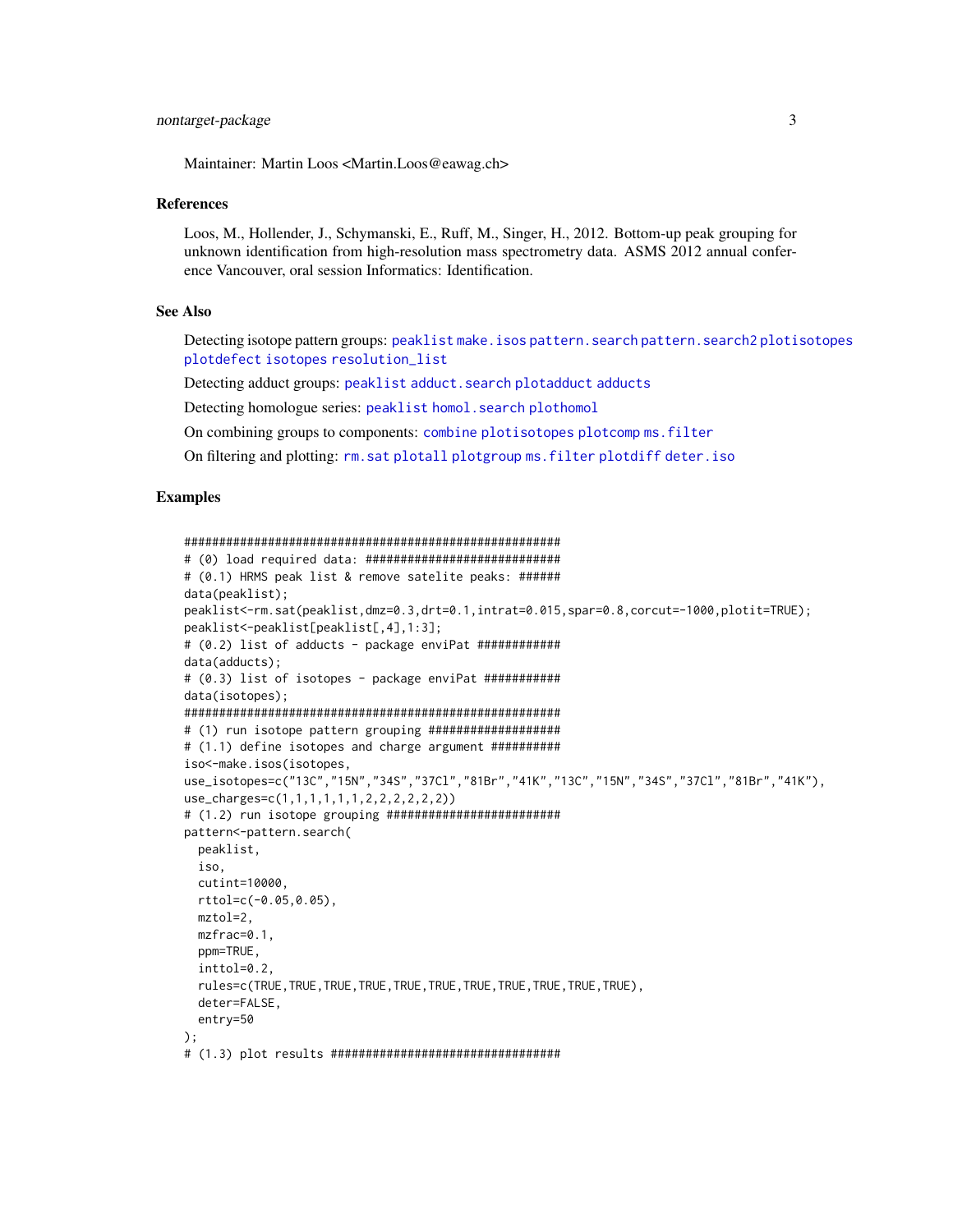Maintainer: Martin Loos <Martin.Loos@eawag.ch>

## References

Loos, M., Hollender, J., Schymanski, E., Ruff, M., Singer, H., 2012. Bottom-up peak grouping for unknown identification from high-resolution mass spectrometry data. ASMS 2012 annual conference Vancouver, oral session Informatics: Identification.

## See Also

Detecting isotope pattern groups: peaklist make.isos pattern.search pattern.search2 plotisotopes plotdefect isotopes resolution_list

Detecting adduct groups: peaklist adduct.search plotadduct adducts

Detecting homologue series: peaklist homol.search plothomol

On combining groups to components: combine plotisotopes plotcomp ms.filter

On filtering and plotting: rm.sat plotall plotgroup ms.filter plotdiff deter.iso

## Examples

```
########################################################
# (0) load required data: ############################
# (0.1) HRMS peak list & remove satelite peaks: ######
data(peaklist);
peaklist<-rm.sat(peaklist,dmz=0.3,drt=0.1,intrat=0.015,spar=0.8,corcut=-1000,plotit=TRUE);
peaklist<-peaklist[peaklist[,4],1:3];
# (0.2) list of adducts - package enviPat ############
data(adducts);
# (0.3) list of isotopes - package enviPat ###########
data(isotopes);
########################################################
# (1) run isotope pattern grouping ###################
# (1.1) define isotopes and charge argument ##########
iso<-make.isos(isotopes,
use_isotopes=c("13C","15N","34S","37Cl","81Br","41K","13C","15N","34S","37Cl","81Br","41K"),
use_charges=c(1,1,1,1,1,1,2,2,2,2,2,2))
# (1.2) run isotope grouping #########################
pattern<-pattern.search(
  peaklist,
  iso,
  cutint=10000,
  rttol=c(-0.05,0.05),
  mztol=2,
  mzfrac=0.1,
  ppm=TRUE,
  inttol=0.2,
  rules=c(TRUE,TRUE,TRUE,TRUE,TRUE,TRUE,TRUE,TRUE,TRUE,TRUE,TRUE),
  deter=FALSE,
  entry=50
);
# (1.3) plot results #################################
```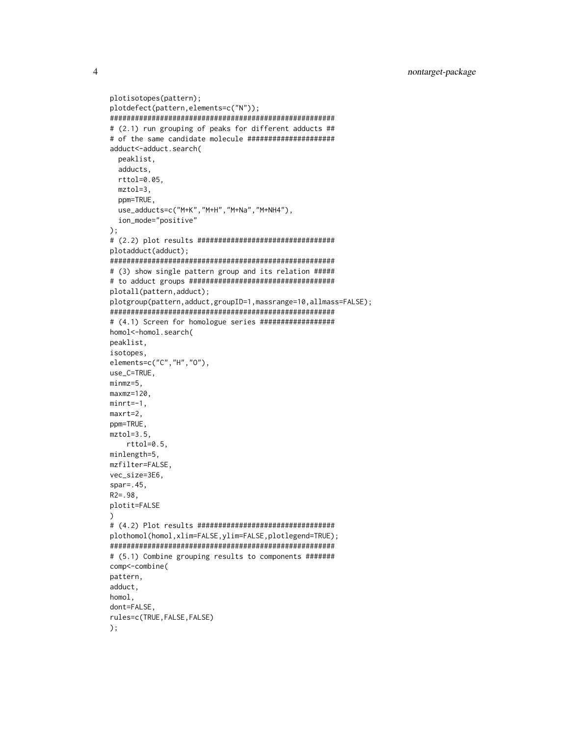```
plotisotopes(pattern);
plotdefect(pattern,elements=c("N"));
######################################################
# (2.1) run grouping of peaks for different adducts ##
# of the same candidate molecule ####################
adduct<-adduct.search(
  peaklist,
  adducts,
  rttol=0.05,
  mztol=3,
  ppm=TRUE,
  use_adducts=c("M+K","M+H","M+Na","M+NH4"),
  ion_mode="positive"
);
# (2.2) plot results #################################
plotadduct(adduct);
######################################################
# (3) show single pattern group and its relation #####
# to adduct groups ###################################
plotall(pattern,adduct);
plotgroup(pattern,adduct,groupID=1,massrange=10,allmass=FALSE);
######################################################
# (4.1) Screen for homologue series ##################
homol<-homol.search(
peaklist,
isotopes,
elements=c("C","H","O"),
use_C=TRUE,
minmz=5,
maxmz=120,
minrt=-1,
maxrt=2,
ppm=TRUE,
mztol=3.5,
    rttol=0.5,
minlength=5,
mzfilter=FALSE,
vec_size=3E6,
spar=.45,
R2=.98,
plotit=FALSE
)
# (4.2) Plot results #################################
plothomol(homol,xlim=FALSE,ylim=FALSE,plotlegend=TRUE);
######################################################
# (5.1) Combine grouping results to components #######
comp<-combine(
pattern,
adduct,
homol,
dont=FALSE,
rules=c(TRUE,FALSE,FALSE)
);
```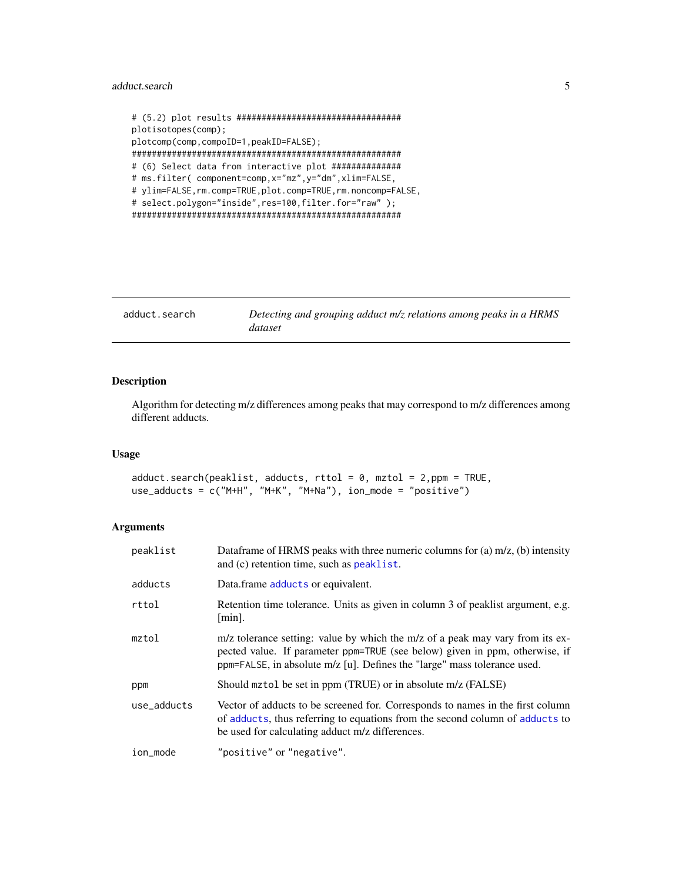```
# (5.2) plot results ################################
plotisotopes(comp);
plotcomp(comp,compoID=1,peakID=FALSE);
######################################################
# (6) Select data from interactive plot ##############
# ms.filter( component=comp,x="mz",y="dm",xlim=FALSE,
# ylim=FALSE,rm.comp=TRUE,plot.comp=TRUE,rm.noncomp=FALSE,
# select.polygon="inside",res=100,filter.for="raw" );
######################################################
```

---

`adduct.search` — *Detecting and grouping adduct m/z relations among peaks in a HRMS dataset*

---

### Description

Algorithm for detecting m/z differences among peaks that may correspond to m/z differences among different adducts.

### Usage

```
adduct.search(peaklist, adducts, rttol = 0, mztol = 2,ppm = TRUE,
use_adducts = c("M+H", "M+K", "M+Na"), ion_mode = "positive")
```

### Arguments

| | |
|---|---|
| `peaklist` | Dataframe of HRMS peaks with three numeric columns for (a) m/z, (b) intensity and (c) retention time, such as `peaklist`. |
| `adducts` | Data.frame `adducts` or equivalent. |
| `rttol` | Retention time tolerance. Units as given in column 3 of peaklist argument, e.g. [min]. |
| `mztol` | m/z tolerance setting: value by which the m/z of a peak may vary from its expected value. If parameter ppm=TRUE (see below) given in ppm, otherwise, if ppm=FALSE, in absolute m/z [u]. Defines the "large" mass tolerance used. |
| `ppm` | Should `mztol` be set in ppm (TRUE) or in absolute m/z (FALSE) |
| `use_adducts` | Vector of adducts to be screened for. Corresponds to names in the first column of `adducts`, thus referring to equations from the second column of `adducts` to be used for calculating adduct m/z differences. |
| `ion_mode` | "positive" or "negative". |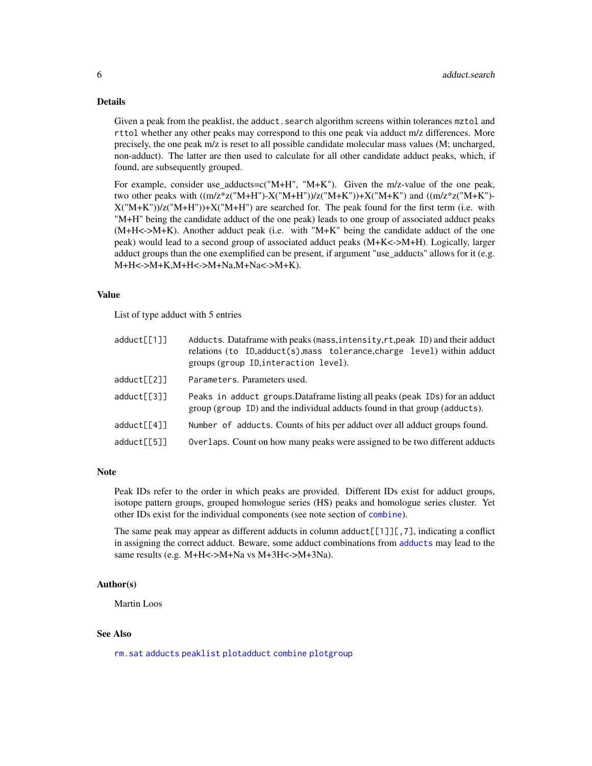## Details

Given a peak from the peaklist, the `adduct.search` algorithm screens within tolerances `mztol` and `rttol` whether any other peaks may correspond to this one peak via adduct m/z differences. More precisely, the one peak m/z is reset to all possible candidate molecular mass values (M; uncharged, non-adduct). The latter are then used to calculate for all other candidate adduct peaks, which, if found, are subsequently grouped.

For example, consider use_adducts=c("M+H", "M+K"). Given the m/z-value of the one peak, two other peaks with ((m/z*z("M+H")-X("M+H"))/z("M+K"))+X("M+K") and ((m/z*z("M+K")-X("M+K"))/z("M+H"))+X("M+H") are searched for. The peak found for the first term (i.e. with "M+H" being the candidate adduct of the one peak) leads to one group of associated adduct peaks (M+H<->M+K). Another adduct peak (i.e. with "M+K" being the candidate adduct of the one peak) would lead to a second group of associated adduct peaks (M+K<->M+H). Logically, larger adduct groups than the one exemplified can be present, if argument "use_adducts" allows for it (e.g. M+H<->M+K,M+H<->M+Na,M+Na<->M+K).

## Value

List of type adduct with 5 entries

| | |
|---|---|
| `adduct[[1]]` | `Adducts`. Dataframe with peaks (`mass`,`intensity`,`rt`,`peak ID`) and their adduct relations (`to ID`,`adduct(s)`,`mass tolerance`,`charge level`) within adduct groups (`group ID`,`interaction level`). |
| `adduct[[2]]` | `Parameters`. Parameters used. |
| `adduct[[3]]` | `Peaks in adduct groups`.Dataframe listing all peaks (`peak IDs`) for an adduct group (`group ID`) and the individual adducts found in that group (`adducts`). |
| `adduct[[4]]` | `Number of adducts`. Counts of hits per adduct over all adduct groups found. |
| `adduct[[5]]` | `Overlaps`. Count on how many peaks were assigned to be two different adducts |

## Note

Peak IDs refer to the order in which peaks are provided. Different IDs exist for adduct groups, isotope pattern groups, grouped homologue series (HS) peaks and homologue series cluster. Yet other IDs exist for the individual components (see note section of `combine`).

The same peak may appear as different adducts in column `adduct[[1]][,7]`, indicating a conflict in assigning the correct adduct. Beware, some adduct combinations from `adducts` may lead to the same results (e.g. M+H<->M+Na vs M+3H<->M+3Na).

## Author(s)

Martin Loos

## See Also

`rm.sat` `adducts` `peaklist` `plotadduct` `combine` `plotgroup`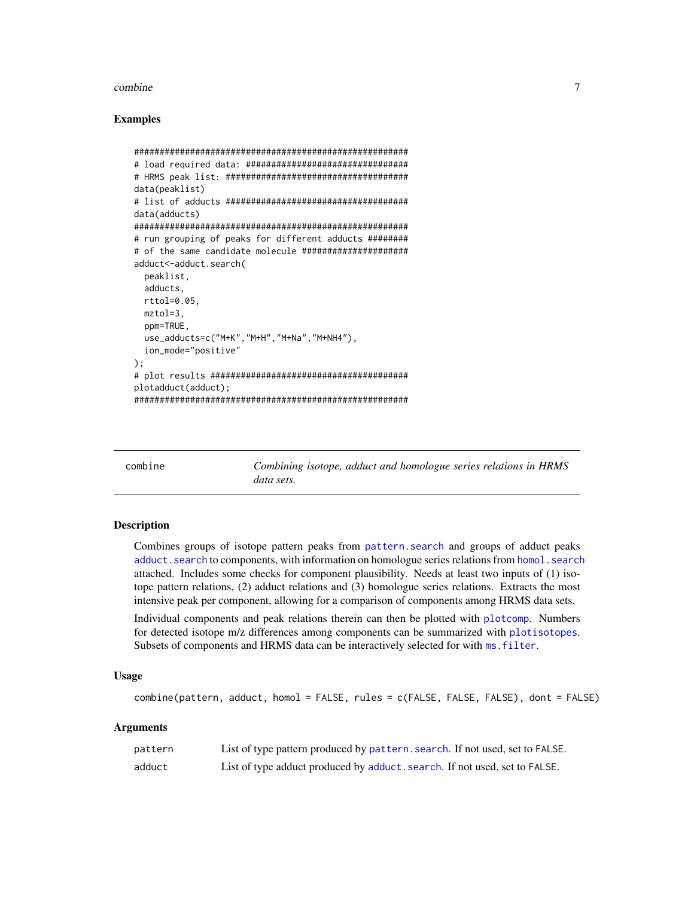### Examples

```
########################################################
# load required data: ################################
# HRMS peak list: ####################################
data(peaklist)
# list of adducts ####################################
data(adducts)
########################################################
# run grouping of peaks for different adducts ########
# of the same candidate molecule #####################
adduct<-adduct.search(
  peaklist,
  adducts,
  rttol=0.05,
  mztol=3,
  ppm=TRUE,
  use_adducts=c("M+K","M+H","M+Na","M+NH4"),
  ion_mode="positive"
);
# plot results #######################################
plotadduct(adduct);
########################################################
```

## combine

*Combining isotope, adduct and homologue series relations in HRMS data sets.*

### Description

Combines groups of isotope pattern peaks from pattern.search and groups of adduct peaks adduct.search to components, with information on homologue series relations from homol.search attached. Includes some checks for component plausibility. Needs at least two inputs of (1) isotope pattern relations, (2) adduct relations and (3) homologue series relations. Extracts the most intensive peak per component, allowing for a comparison of components among HRMS data sets.

Individual components and peak relations therein can then be plotted with plotcomp. Numbers for detected isotope m/z differences among components can be summarized with plotisotopes. Subsets of components and HRMS data can be interactively selected for with ms.filter.

### Usage

```
combine(pattern, adduct, homol = FALSE, rules = c(FALSE, FALSE, FALSE), dont = FALSE)
```

### Arguments

| | |
|---|---|
| pattern | List of type pattern produced by pattern.search. If not used, set to FALSE. |
| adduct | List of type adduct produced by adduct.search. If not used, set to FALSE. |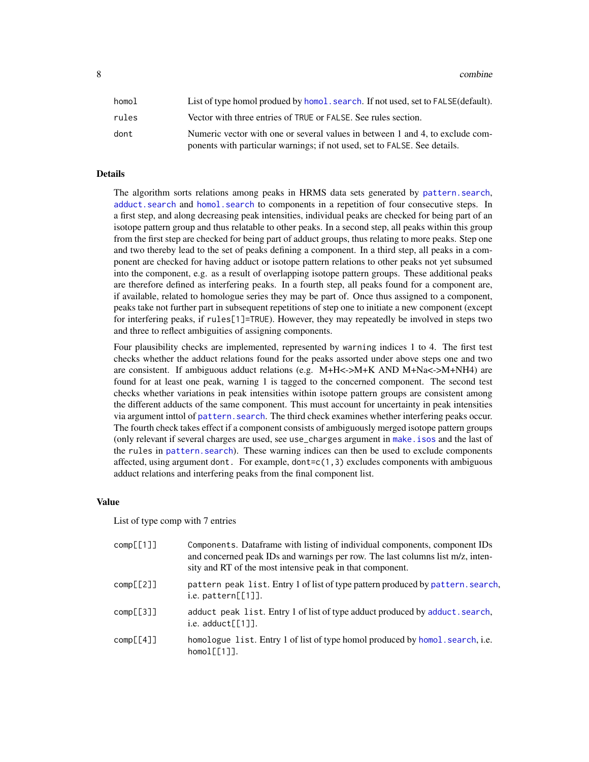| | |
|---|---|
| homol | List of type homol prodused by homol.search. If not used, set to FALSE(default). |
| rules | Vector with three entries of TRUE or FALSE. See rules section. |
| dont | Numeric vector with one or several values in between 1 and 4, to exclude components with particular warnings; if not used, set to FALSE. See details. |

### Details

The algorithm sorts relations among peaks in HRMS data sets generated by pattern.search, adduct.search and homol.search to components in a repetition of four consecutive steps. In a first step, and along decreasing peak intensities, individual peaks are checked for being part of an isotope pattern group and thus relatable to other peaks. In a second step, all peaks within this group from the first step are checked for being part of adduct groups, thus relating to more peaks. Step one and two thereby lead to the set of peaks defining a component. In a third step, all peaks in a component are checked for having adduct or isotope pattern relations to other peaks not yet subsumed into the component, e.g. as a result of overlapping isotope pattern groups. These additional peaks are therefore defined as interfering peaks. In a fourth step, all peaks found for a component are, if available, related to homologue series they may be part of. Once thus assigned to a component, peaks take not further part in subsequent repetitions of step one to initiate a new component (except for interfering peaks, if rules[1]=TRUE). However, they may repeatedly be involved in steps two and three to reflect ambiguities of assigning components.

Four plausibility checks are implemented, represented by warning indices 1 to 4. The first test checks whether the adduct relations found for the peaks assorted under above steps one and two are consistent. If ambiguous adduct relations (e.g. M+H<->M+K AND M+Na<->M+NH4) are found for at least one peak, warning 1 is tagged to the concerned component. The second test checks whether variations in peak intensities within isotope pattern groups are consistent among the different adducts of the same component. This must account for uncertainty in peak intensities via argument inttol of pattern.search. The third check examines whether interfering peaks occur. The fourth check takes effect if a component consists of ambiguously merged isotope pattern groups (only relevant if several charges are used, see use_charges argument in make.isos and the last of the rules in pattern.search). These warning indices can then be used to exclude components affected, using argument dont. For example, dont=c(1,3) excludes components with ambiguous adduct relations and interfering peaks from the final component list.

### Value

List of type comp with 7 entries

| | |
|---|---|
| comp[[1]] | Components. Dataframe with listing of individual components, component IDs and concerned peak IDs and warnings per row. The last columns list m/z, intensity and RT of the most intensive peak in that component. |
| comp[[2]] | pattern peak list. Entry 1 of list of type pattern produced by pattern.search, i.e. pattern[[1]]. |
| comp[[3]] | adduct peak list. Entry 1 of list of type adduct produced by adduct.search, i.e. adduct[[1]]. |
| comp[[4]] | homologue list. Entry 1 of list of type homol produced by homol.search, i.e. homol[[1]]. |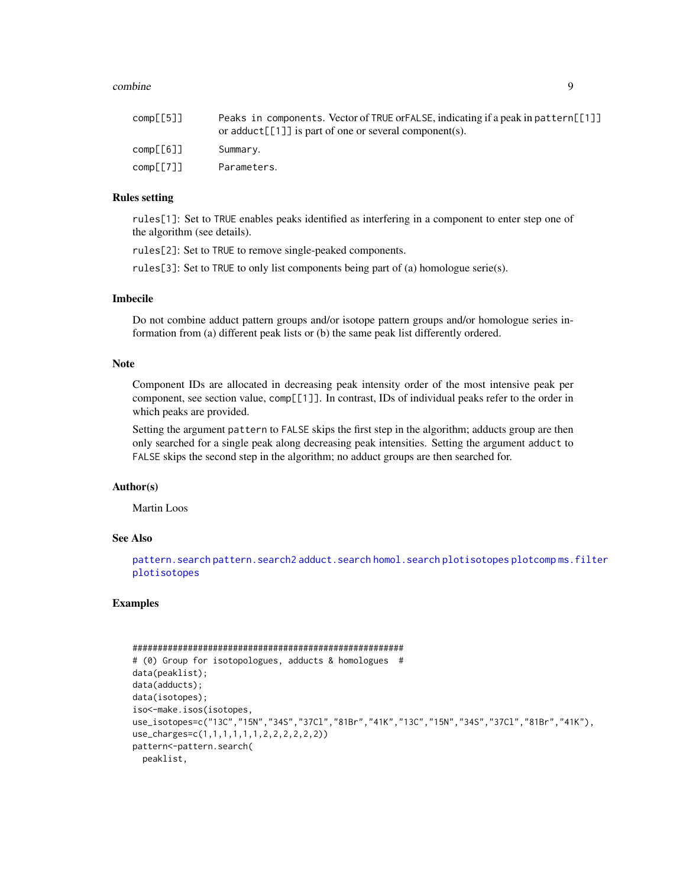| | |
|---|---|
| comp[[5]] | Peaks in components. Vector of TRUE orFALSE, indicating if a peak in pattern[[1]] or adduct[[1]] is part of one or several component(s). |
| comp[[6]] | Summary. |
| comp[[7]] | Parameters. |

## Rules setting

rules[1]: Set to TRUE enables peaks identified as interfering in a component to enter step one of the algorithm (see details).

rules[2]: Set to TRUE to remove single-peaked components.

rules[3]: Set to TRUE to only list components being part of (a) homologue serie(s).

## Imbecile

Do not combine adduct pattern groups and/or isotope pattern groups and/or homologue series information from (a) different peak lists or (b) the same peak list differently ordered.

## Note

Component IDs are allocated in decreasing peak intensity order of the most intensive peak per component, see section value, comp[[1]]. In contrast, IDs of individual peaks refer to the order in which peaks are provided.

Setting the argument pattern to FALSE skips the first step in the algorithm; adducts group are then only searched for a single peak along decreasing peak intensities. Setting the argument adduct to FALSE skips the second step in the algorithm; no adduct groups are then searched for.

## Author(s)

Martin Loos

## See Also

pattern.search pattern.search2 adduct.search homol.search plotisotopes plotcomp ms.filter plotisotopes

## Examples

```
######################################################
# (0) Group for isotopologues, adducts & homologues  #
data(peaklist);
data(adducts);
data(isotopes);
iso<-make.isos(isotopes,
use_isotopes=c("13C","15N","34S","37Cl","81Br","41K","13C","15N","34S","37Cl","81Br","41K"),
use_charges=c(1,1,1,1,1,1,2,2,2,2,2,2))
pattern<-pattern.search(
  peaklist,
```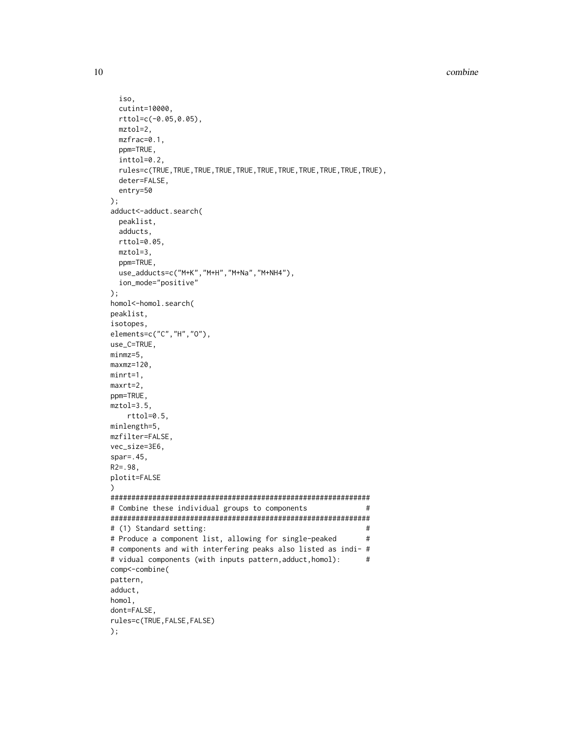```
  iso,
  cutint=10000,
  rttol=c(-0.05,0.05),
  mztol=2,
  mzfrac=0.1,
  ppm=TRUE,
  inttol=0.2,
  rules=c(TRUE,TRUE,TRUE,TRUE,TRUE,TRUE,TRUE,TRUE,TRUE,TRUE,TRUE),
  deter=FALSE,
  entry=50
);
adduct<-adduct.search(
  peaklist,
  adducts,
  rttol=0.05,
  mztol=3,
  ppm=TRUE,
  use_adducts=c("M+K","M+H","M+Na","M+NH4"),
  ion_mode="positive"
);
homol<-homol.search(
peaklist,
isotopes,
elements=c("C","H","O"),
use_C=TRUE,
minmz=5,
maxmz=120,
minrt=1,
maxrt=2,
ppm=TRUE,
mztol=3.5,
    rttol=0.5,
minlength=5,
mzfilter=FALSE,
vec_size=3E6,
spar=.45,
R2=.98,
plotit=FALSE
)
##############################################################
# Combine these individual groups to components              #
##############################################################
# (1) Standard setting:                                      #
# Produce a component list, allowing for single-peaked       #
# components and with interfering peaks also listed as indi- #
# vidual components (with inputs pattern,adduct,homol):      #
comp<-combine(
pattern,
adduct,
homol,
dont=FALSE,
rules=c(TRUE,FALSE,FALSE)
);
```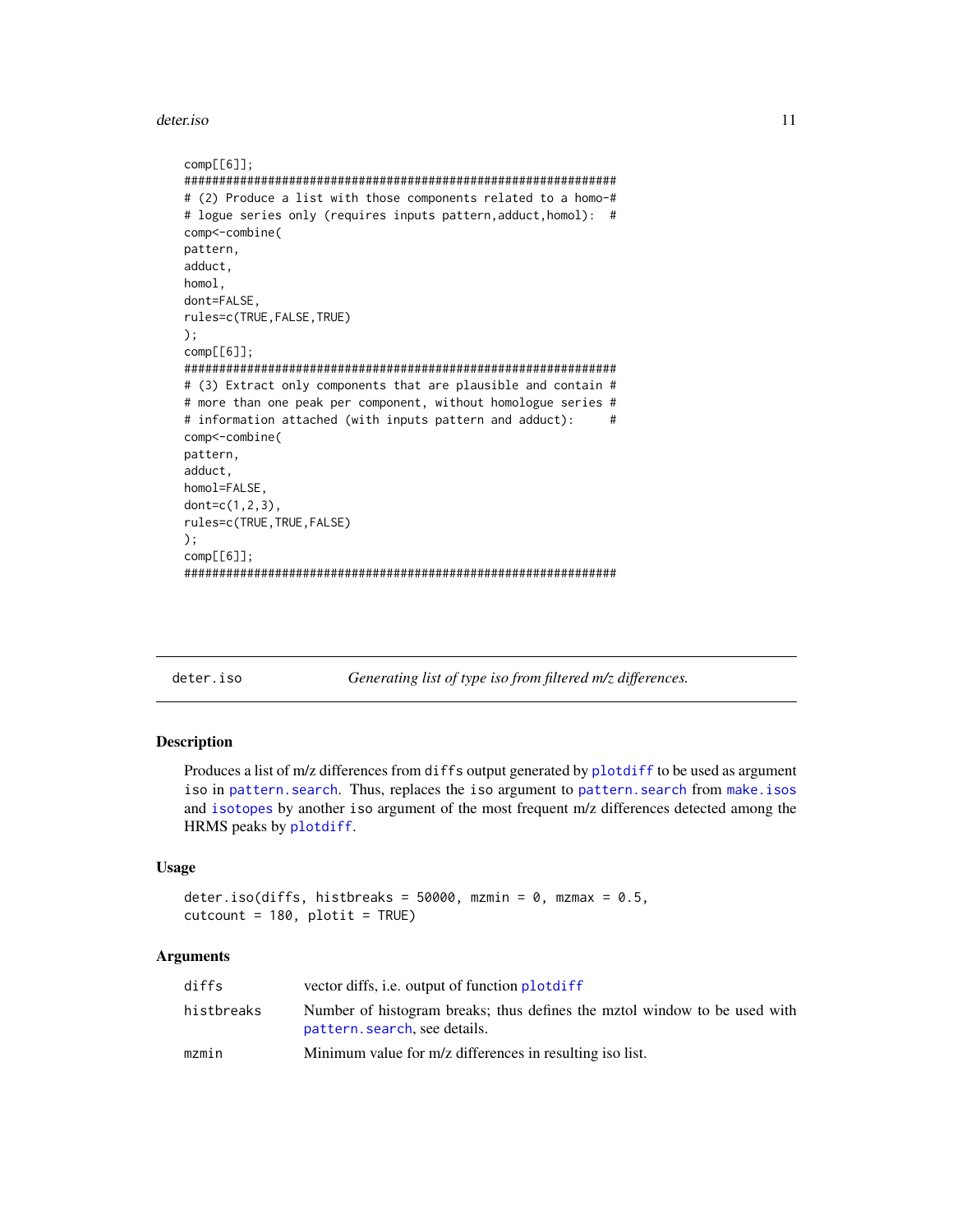```
comp[[6]];
################################################################
# (2) Produce a list with those components related to a homo-#
# logue series only (requires inputs pattern,adduct,homol):  #
comp<-combine(
pattern,
adduct,
homol,
dont=FALSE,
rules=c(TRUE,FALSE,TRUE)
);
comp[[6]];
################################################################
# (3) Extract only components that are plausible and contain #
# more than one peak per component, without homologue series #
# information attached (with inputs pattern and adduct):     #
comp<-combine(
pattern,
adduct,
homol=FALSE,
dont=c(1,2,3),
rules=c(TRUE,TRUE,FALSE)
);
comp[[6]];
################################################################
```

## deter.iso — *Generating list of type iso from filtered m/z differences.*

### Description

Produces a list of m/z differences from `diffs` output generated by `plotdiff` to be used as argument `iso` in `pattern.search`. Thus, replaces the `iso` argument to `pattern.search` from `make.isos` and `isotopes` by another `iso` argument of the most frequent m/z differences detected among the HRMS peaks by `plotdiff`.

### Usage

```
deter.iso(diffs, histbreaks = 50000, mzmin = 0, mzmax = 0.5,
cutcount = 180, plotit = TRUE)
```

### Arguments

| | |
|---|---|
| `diffs` | vector diffs, i.e. output of function `plotdiff` |
| `histbreaks` | Number of histogram breaks; thus defines the mztol window to be used with `pattern.search`, see details. |
| `mzmin` | Minimum value for m/z differences in resulting iso list. |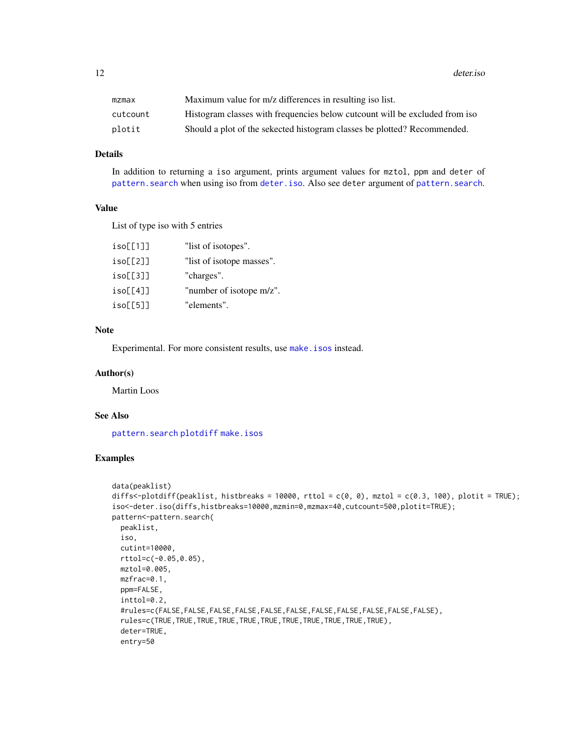| | |
|---|---|
| mzmax | Maximum value for m/z differences in resulting iso list. |
| cutcount | Histogram classes with frequencies below cutcount will be excluded from iso |
| plotit | Should a plot of the sekected histogram classes be plotted? Recommended. |

## Details

In addition to returning a `iso` argument, prints argument values for `mztol`, `ppm` and `deter` of `pattern.search` when using iso from `deter.iso`. Also see `deter` argument of `pattern.search`.

## Value

List of type iso with 5 entries

| | |
|---|---|
| iso[[1]] | "list of isotopes". |
| iso[[2]] | "list of isotope masses". |
| iso[[3]] | "charges". |
| iso[[4]] | "number of isotope m/z". |
| iso[[5]] | "elements". |

## Note

Experimental. For more consistent results, use `make.isos` instead.

## Author(s)

Martin Loos

## See Also

`pattern.search` `plotdiff` `make.isos`

## Examples

```
data(peaklist)
diffs<-plotdiff(peaklist, histbreaks = 10000, rttol = c(0, 0), mztol = c(0.3, 100), plotit = TRUE);
iso<-deter.iso(diffs,histbreaks=10000,mzmin=0,mzmax=40,cutcount=500,plotit=TRUE);
pattern<-pattern.search(
  peaklist,
  iso,
  cutint=10000,
  rttol=c(-0.05,0.05),
  mztol=0.005,
  mzfrac=0.1,
  ppm=FALSE,
  inttol=0.2,
  #rules=c(FALSE,FALSE,FALSE,FALSE,FALSE,FALSE,FALSE,FALSE,FALSE,FALSE,FALSE),
  rules=c(TRUE,TRUE,TRUE,TRUE,TRUE,TRUE,TRUE,TRUE,TRUE,TRUE,TRUE),
  deter=TRUE,
  entry=50
```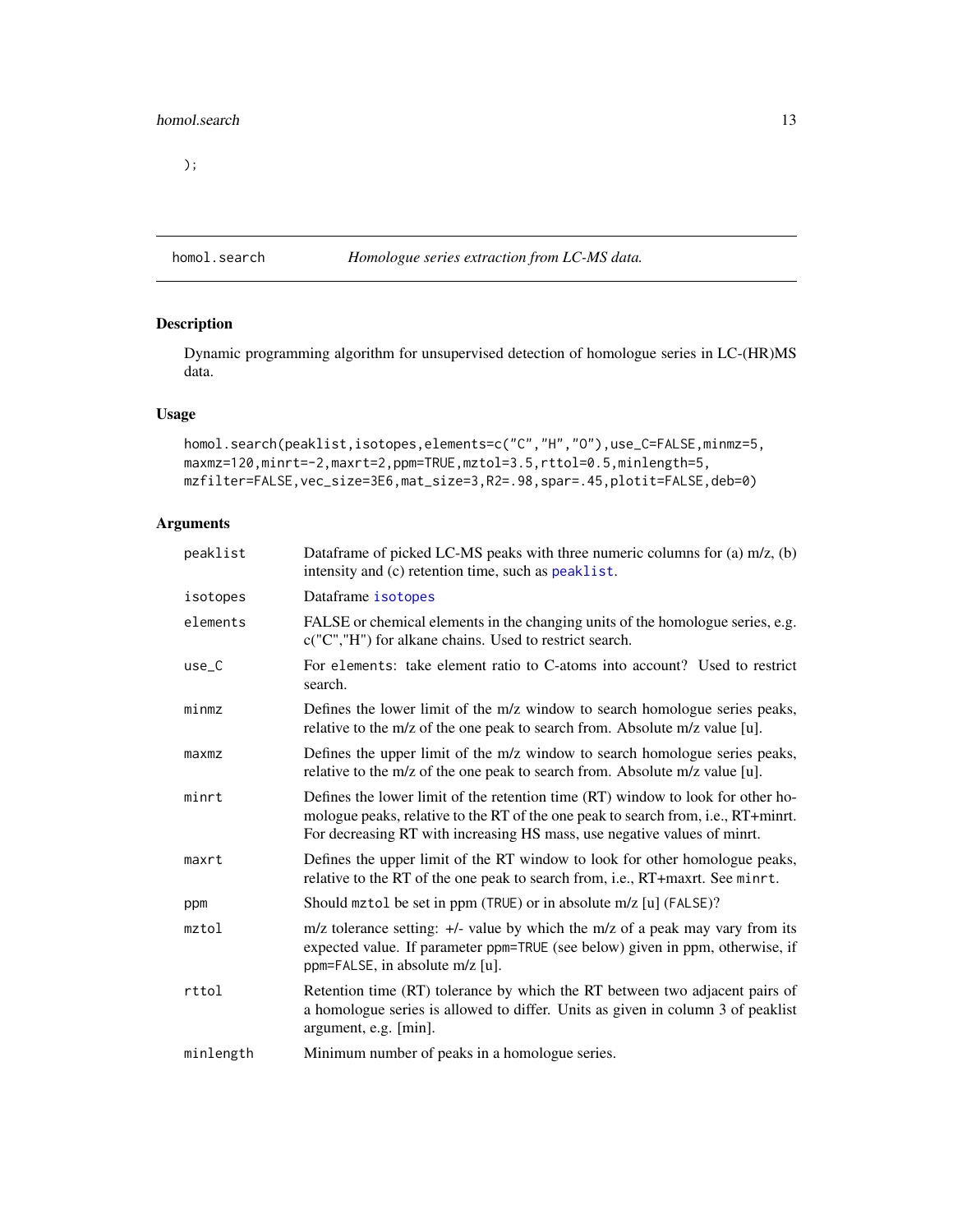);

## homol.search — *Homologue series extraction from LC-MS data.*

### Description

Dynamic programming algorithm for unsupervised detection of homologue series in LC-(HR)MS data.

### Usage

```
homol.search(peaklist,isotopes,elements=c("C","H","O"),use_C=FALSE,minmz=5,
maxmz=120,minrt=-2,maxrt=2,ppm=TRUE,mztol=3.5,rttol=0.5,minlength=5,
mzfilter=FALSE,vec_size=3E6,mat_size=3,R2=.98,spar=.45,plotit=FALSE,deb=0)
```

### Arguments

| | |
|---|---|
| `peaklist` | Dataframe of picked LC-MS peaks with three numeric columns for (a) m/z, (b) intensity and (c) retention time, such as `peaklist`. |
| `isotopes` | Dataframe `isotopes` |
| `elements` | FALSE or chemical elements in the changing units of the homologue series, e.g. c("C","H") for alkane chains. Used to restrict search. |
| `use_C` | For `elements`: take element ratio to C-atoms into account? Used to restrict search. |
| `minmz` | Defines the lower limit of the m/z window to search homologue series peaks, relative to the m/z of the one peak to search from. Absolute m/z value [u]. |
| `maxmz` | Defines the upper limit of the m/z window to search homologue series peaks, relative to the m/z of the one peak to search from. Absolute m/z value [u]. |
| `minrt` | Defines the lower limit of the retention time (RT) window to look for other homologue peaks, relative to the RT of the one peak to search from, i.e., RT+minrt. For decreasing RT with increasing HS mass, use negative values of minrt. |
| `maxrt` | Defines the upper limit of the RT window to look for other homologue peaks, relative to the RT of the one peak to search from, i.e., RT+maxrt. See `minrt`. |
| `ppm` | Should `mztol` be set in ppm (`TRUE`) or in absolute m/z [u] (`FALSE`)? |
| `mztol` | m/z tolerance setting: +/- value by which the m/z of a peak may vary from its expected value. If parameter `ppm=TRUE` (see below) given in ppm, otherwise, if `ppm=FALSE`, in absolute m/z [u]. |
| `rttol` | Retention time (RT) tolerance by which the RT between two adjacent pairs of a homologue series is allowed to differ. Units as given in column 3 of peaklist argument, e.g. [min]. |
| `minlength` | Minimum number of peaks in a homologue series. |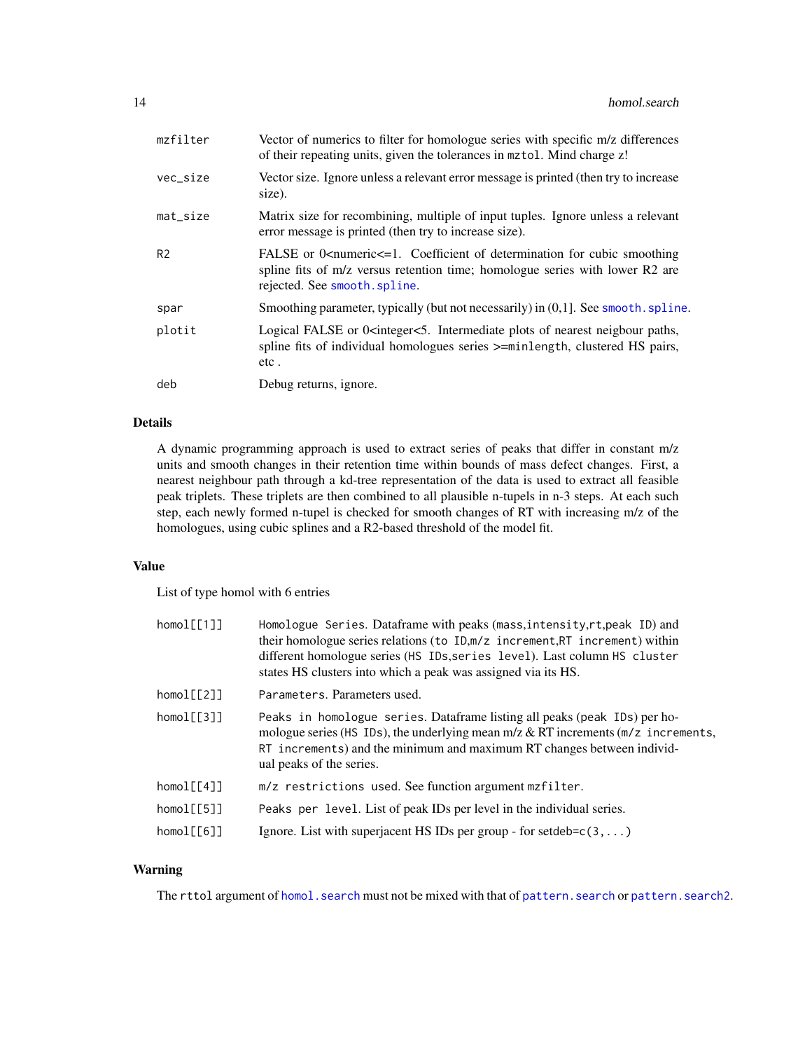| | |
|---|---|
| mzfilter | Vector of numerics to filter for homologue series with specific m/z differences of their repeating units, given the tolerances in `mztol`. Mind charge z! |
| vec_size | Vector size. Ignore unless a relevant error message is printed (then try to increase size). |
| mat_size | Matrix size for recombining, multiple of input tuples. Ignore unless a relevant error message is printed (then try to increase size). |
| R2 | FALSE or 0<numeric<=1. Coefficient of determination for cubic smoothing spline fits of m/z versus retention time; homologue series with lower R2 are rejected. See `smooth.spline`. |
| spar | Smoothing parameter, typically (but not necessarily) in (0,1]. See `smooth.spline`. |
| plotit | Logical FALSE or 0<integer<5. Intermediate plots of nearest neigbour paths, spline fits of individual homologues series >=`minlength`, clustered HS pairs, etc . |
| deb | Debug returns, ignore. |

## Details

A dynamic programming approach is used to extract series of peaks that differ in constant m/z units and smooth changes in their retention time within bounds of mass defect changes. First, a nearest neighbour path through a kd-tree representation of the data is used to extract all feasible peak triplets. These triplets are then combined to all plausible n-tupels in n-3 steps. At each such step, each newly formed n-tupel is checked for smooth changes of RT with increasing m/z of the homologues, using cubic splines and a R2-based threshold of the model fit.

## Value

List of type homol with 6 entries

| | |
|---|---|
| homol[[1]] | `Homologue Series`. Dataframe with peaks (`mass`,`intensity`,`rt`,`peak ID`) and their homologue series relations (`to ID`,`m/z increment`,`RT increment`) within different homologue series (`HS IDs`,`series level`). Last column `HS cluster` states HS clusters into which a peak was assigned via its HS. |
| homol[[2]] | `Parameters`. Parameters used. |
| homol[[3]] | `Peaks in homologue series`. Dataframe listing all peaks (`peak IDs`) per homologue series (`HS IDs`), the underlying mean m/z & RT increments (`m/z increments`, `RT increments`) and the minimum and maximum RT changes between individual peaks of the series. |
| homol[[4]] | `m/z restrictions used`. See function argument `mzfilter`. |
| homol[[5]] | `Peaks per level`. List of peak IDs per level in the individual series. |
| homol[[6]] | Ignore. List with superjacent HS IDs per group - for setdeb=`c(3,...)` |

## Warning

The `rttol` argument of `homol.search` must not be mixed with that of `pattern.search` or `pattern.search2`.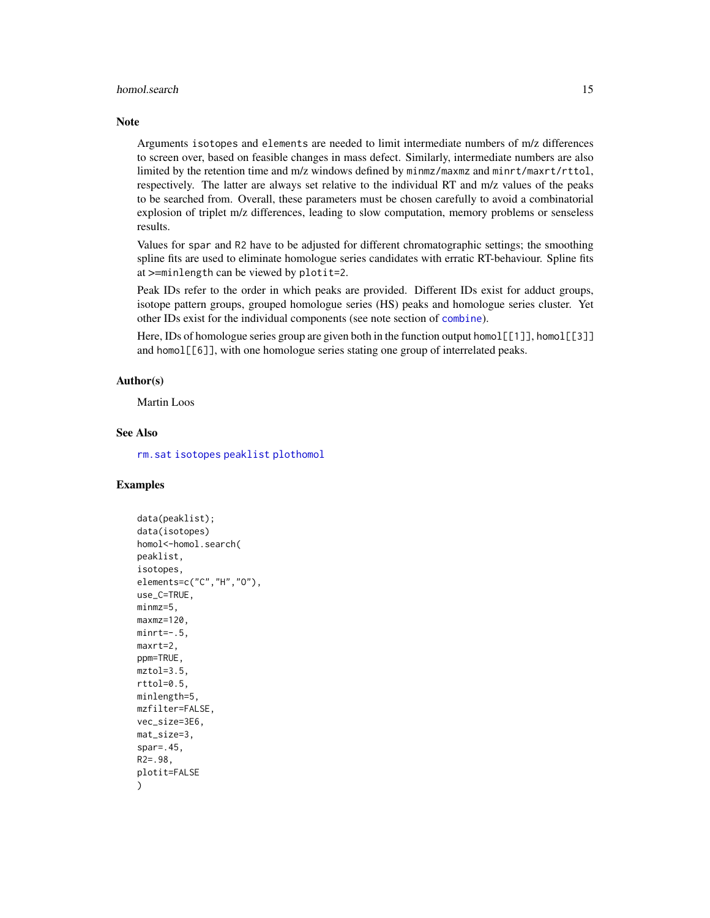## Note

Arguments `isotopes` and `elements` are needed to limit intermediate numbers of m/z differences to screen over, based on feasible changes in mass defect. Similarly, intermediate numbers are also limited by the retention time and m/z windows defined by `minmz/maxmz` and `minrt/maxrt/rttol`, respectively. The latter are always set relative to the individual RT and m/z values of the peaks to be searched from. Overall, these parameters must be chosen carefully to avoid a combinatorial explosion of triplet m/z differences, leading to slow computation, memory problems or senseless results.

Values for `spar` and `R2` have to be adjusted for different chromatographic settings; the smoothing spline fits are used to eliminate homologue series candidates with erratic RT-behaviour. Spline fits at `>=minlength` can be viewed by `plotit=2`.

Peak IDs refer to the order in which peaks are provided. Different IDs exist for adduct groups, isotope pattern groups, grouped homologue series (HS) peaks and homologue series cluster. Yet other IDs exist for the individual components (see note section of `combine`).

Here, IDs of homologue series group are given both in the function output `homol[[1]]`, `homol[[3]]` and `homol[[6]]`, with one homologue series stating one group of interrelated peaks.

## Author(s)

Martin Loos

## See Also

`rm.sat` `isotopes` `peaklist` `plothomol`

## Examples

```
data(peaklist);
data(isotopes)
homol<-homol.search(
peaklist,
isotopes,
elements=c("C","H","O"),
use_C=TRUE,
minmz=5,
maxmz=120,
minrt=-.5,
maxrt=2,
ppm=TRUE,
mztol=3.5,
rttol=0.5,
minlength=5,
mzfilter=FALSE,
vec_size=3E6,
mat_size=3,
spar=.45,
R2=.98,
plotit=FALSE
)
```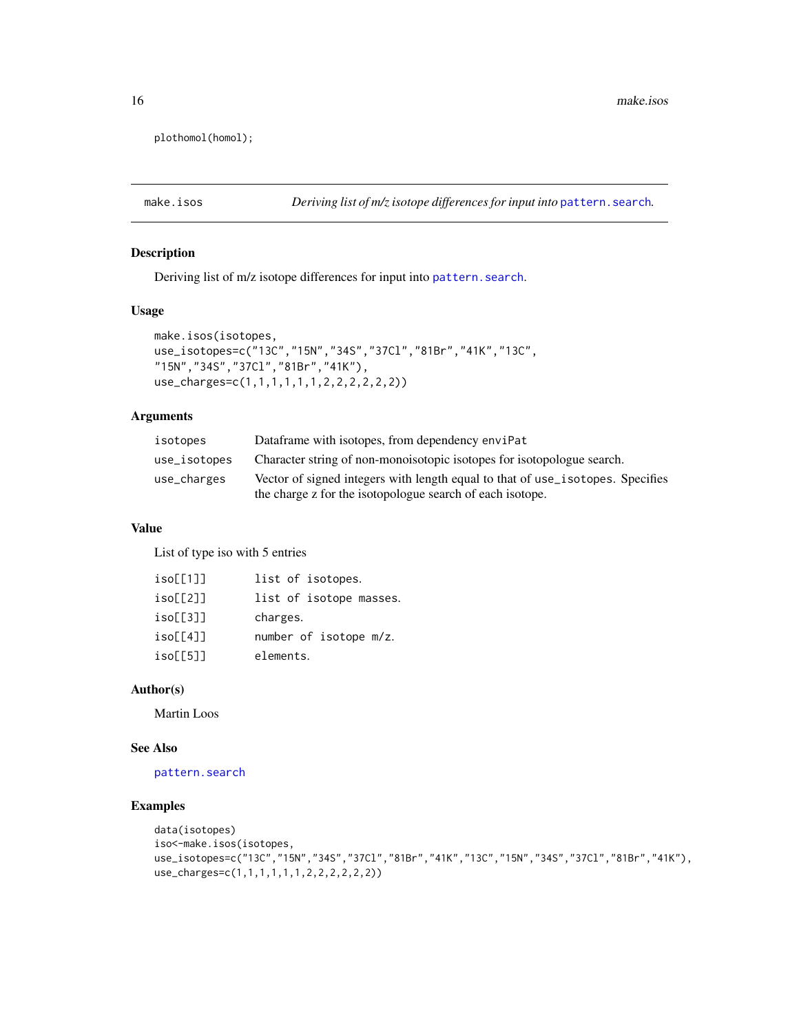```
plothomol(homol);
```

## make.isos — *Deriving list of m/z isotope differences for input into* `pattern.search`*.*

### Description

Deriving list of m/z isotope differences for input into `pattern.search`.

### Usage

```
make.isos(isotopes,
use_isotopes=c("13C","15N","34S","37Cl","81Br","41K","13C",
"15N","34S","37Cl","81Br","41K"),
use_charges=c(1,1,1,1,1,1,2,2,2,2,2,2))
```

### Arguments

| | |
|---|---|
| isotopes | Dataframe with isotopes, from dependency `enviPat` |
| use_isotopes | Character string of non-monoisotopic isotopes for isotopologue search. |
| use_charges | Vector of signed integers with length equal to that of `use_isotopes`. Specifies the charge z for the isotopologue search of each isotope. |

### Value

List of type iso with 5 entries

| | |
|---|---|
| iso[[1]] | `list of isotopes.` |
| iso[[2]] | `list of isotope masses.` |
| iso[[3]] | `charges.` |
| iso[[4]] | `number of isotope m/z.` |
| iso[[5]] | `elements.` |

### Author(s)

Martin Loos

### See Also

`pattern.search`

### Examples

```
data(isotopes)
iso<-make.isos(isotopes,
use_isotopes=c("13C","15N","34S","37Cl","81Br","41K","13C","15N","34S","37Cl","81Br","41K"),
use_charges=c(1,1,1,1,1,1,2,2,2,2,2,2))
```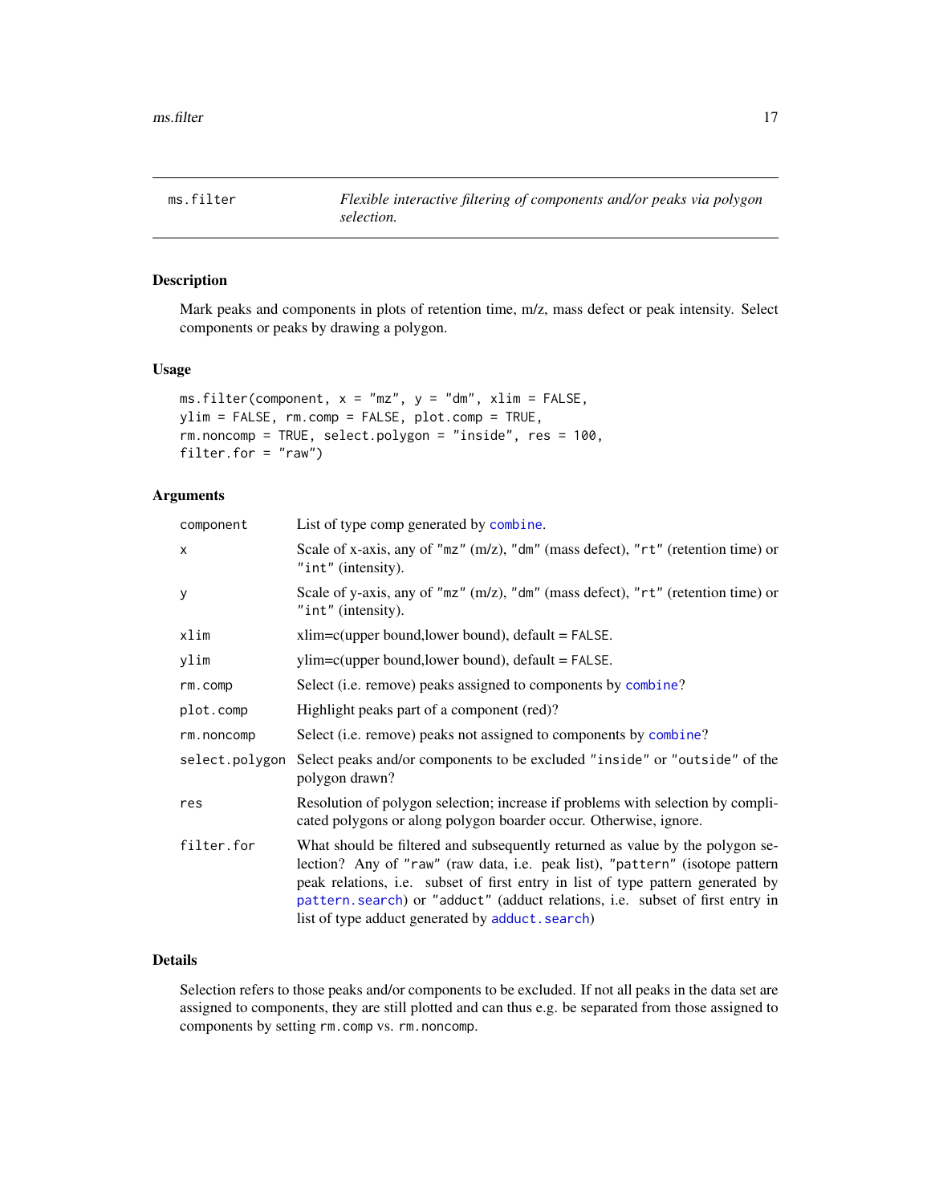ms.filter — *Flexible interactive filtering of components and/or peaks via polygon selection.*

## Description

Mark peaks and components in plots of retention time, m/z, mass defect or peak intensity. Select components or peaks by drawing a polygon.

## Usage

```
ms.filter(component, x = "mz", y = "dm", xlim = FALSE,
ylim = FALSE, rm.comp = FALSE, plot.comp = TRUE,
rm.noncomp = TRUE, select.polygon = "inside", res = 100,
filter.for = "raw")
```

## Arguments

| | |
|---|---|
| `component` | List of type comp generated by `combine`. |
| `x` | Scale of x-axis, any of `"mz"` (m/z), `"dm"` (mass defect), `"rt"` (retention time) or `"int"` (intensity). |
| `y` | Scale of y-axis, any of `"mz"` (m/z), `"dm"` (mass defect), `"rt"` (retention time) or `"int"` (intensity). |
| `xlim` | xlim=c(upper bound,lower bound), default = `FALSE`. |
| `ylim` | ylim=c(upper bound,lower bound), default = `FALSE`. |
| `rm.comp` | Select (i.e. remove) peaks assigned to components by `combine`? |
| `plot.comp` | Highlight peaks part of a component (red)? |
| `rm.noncomp` | Select (i.e. remove) peaks not assigned to components by `combine`? |
| `select.polygon` | Select peaks and/or components to be excluded `"inside"` or `"outside"` of the polygon drawn? |
| `res` | Resolution of polygon selection; increase if problems with selection by complicated polygons or along polygon boarder occur. Otherwise, ignore. |
| `filter.for` | What should be filtered and subsequently returned as value by the polygon selection? Any of `"raw"` (raw data, i.e. peak list), `"pattern"` (isotope pattern peak relations, i.e. subset of first entry in list of type pattern generated by `pattern.search`) or `"adduct"` (adduct relations, i.e. subset of first entry in list of type adduct generated by `adduct.search`) |

## Details

Selection refers to those peaks and/or components to be excluded. If not all peaks in the data set are assigned to components, they are still plotted and can thus e.g. be separated from those assigned to components by setting `rm.comp` vs. `rm.noncomp`.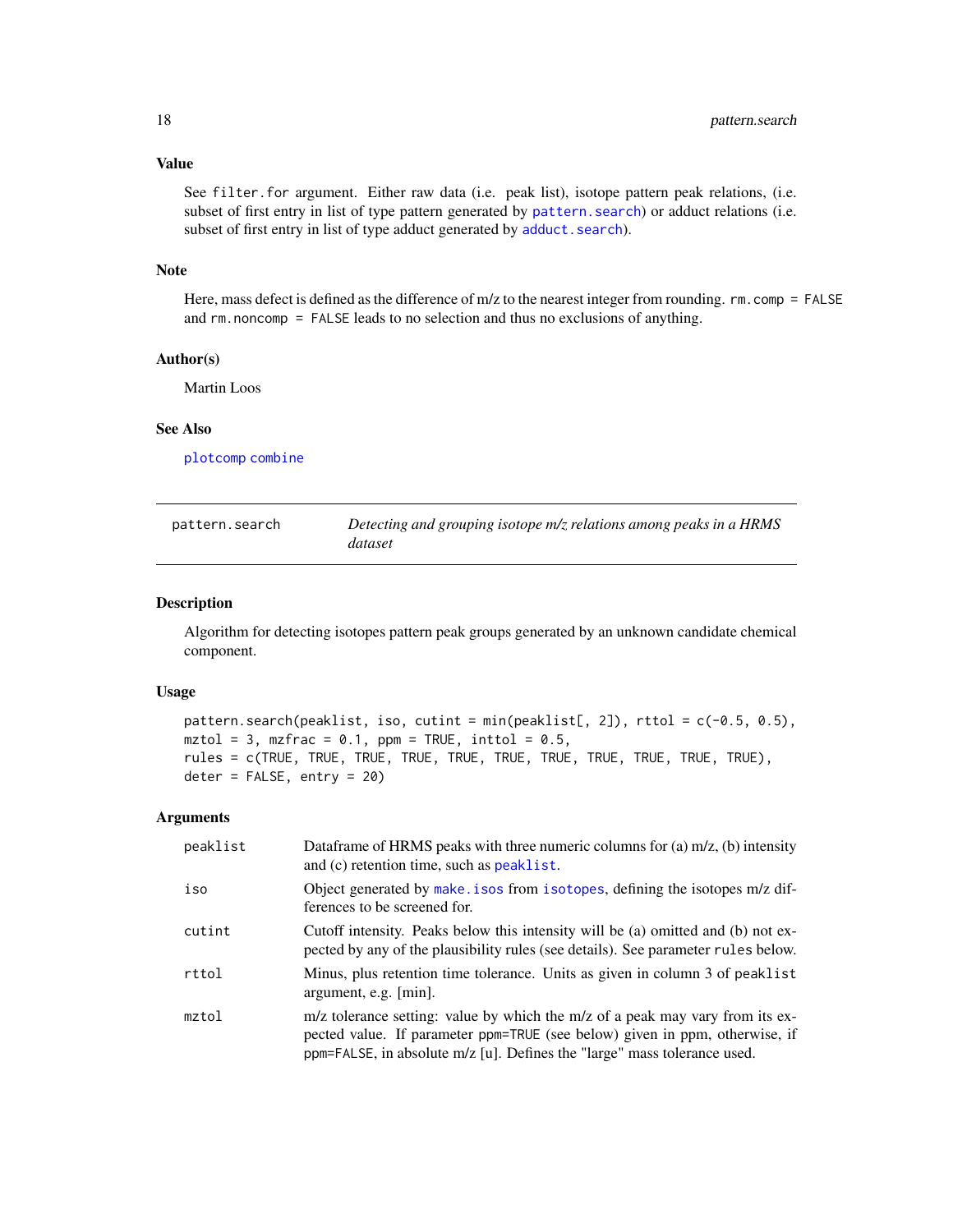### Value

See `filter.for` argument. Either raw data (i.e. peak list), isotope pattern peak relations, (i.e. subset of first entry in list of type pattern generated by `pattern.search`) or adduct relations (i.e. subset of first entry in list of type adduct generated by `adduct.search`).

### Note

Here, mass defect is defined as the difference of m/z to the nearest integer from rounding. `rm.comp = FALSE` and `rm.noncomp = FALSE` leads to no selection and thus no exclusions of anything.

### Author(s)

Martin Loos

### See Also

`plotcomp` `combine`

---

## pattern.search — *Detecting and grouping isotope m/z relations among peaks in a HRMS dataset*

---

### Description

Algorithm for detecting isotopes pattern peak groups generated by an unknown candidate chemical component.

### Usage

```
pattern.search(peaklist, iso, cutint = min(peaklist[, 2]), rttol = c(-0.5, 0.5),
mztol = 3, mzfrac = 0.1, ppm = TRUE, inttol = 0.5,
rules = c(TRUE, TRUE, TRUE, TRUE, TRUE, TRUE, TRUE, TRUE, TRUE, TRUE, TRUE),
deter = FALSE, entry = 20)
```

### Arguments

| | |
|---|---|
| `peaklist` | Dataframe of HRMS peaks with three numeric columns for (a) m/z, (b) intensity and (c) retention time, such as `peaklist`. |
| `iso` | Object generated by `make.isos` from `isotopes`, defining the isotopes m/z differences to be screened for. |
| `cutint` | Cutoff intensity. Peaks below this intensity will be (a) omitted and (b) not expected by any of the plausibility rules (see details). See parameter `rules` below. |
| `rttol` | Minus, plus retention time tolerance. Units as given in column 3 of `peaklist` argument, e.g. [min]. |
| `mztol` | m/z tolerance setting: value by which the m/z of a peak may vary from its expected value. If parameter `ppm=TRUE` (see below) given in ppm, otherwise, if `ppm=FALSE`, in absolute m/z [u]. Defines the "large" mass tolerance used. |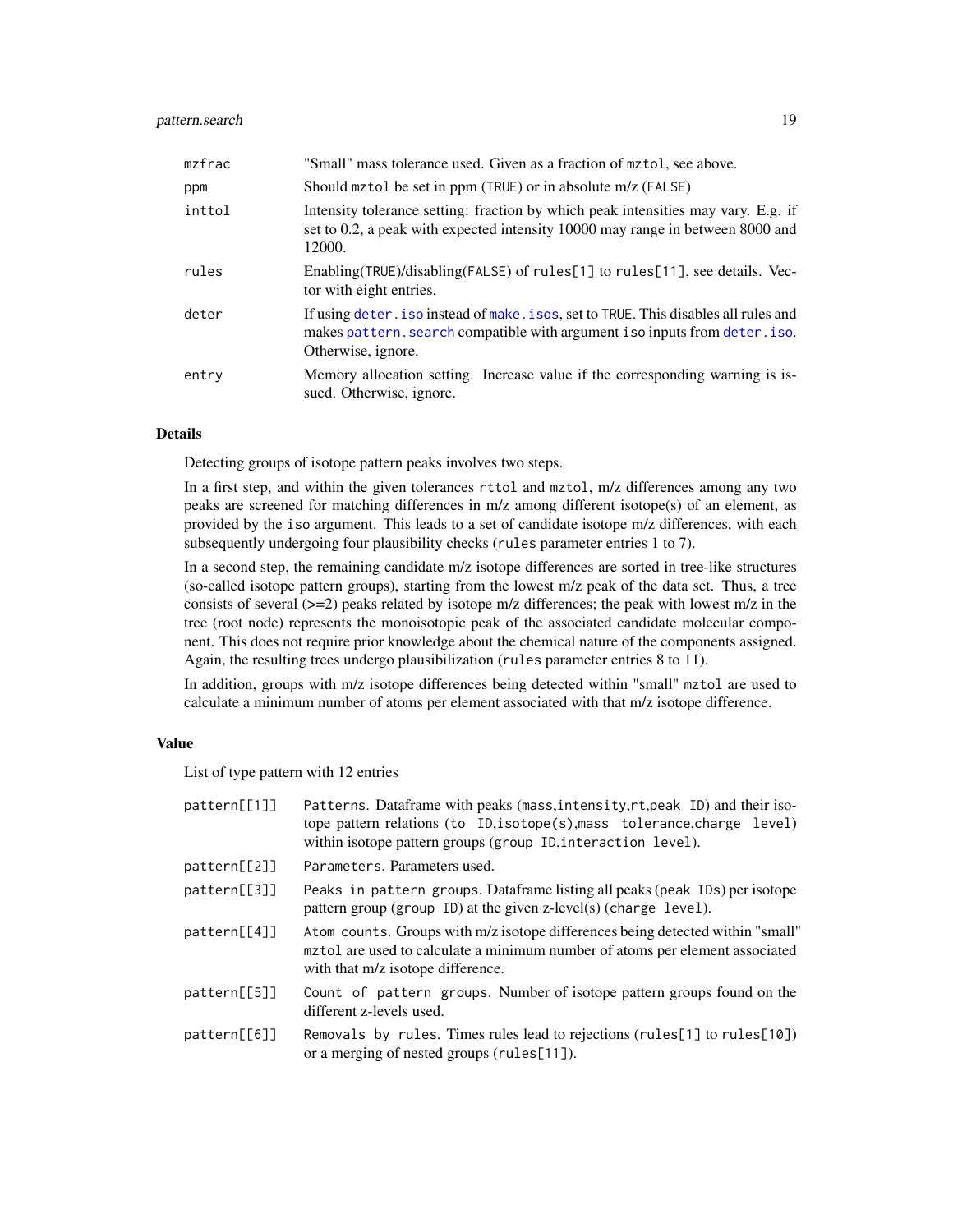| | |
|---|---|
| mzfrac | "Small" mass tolerance used. Given as a fraction of `mztol`, see above. |
| ppm | Should `mztol` be set in ppm (`TRUE`) or in absolute m/z (`FALSE`) |
| inttol | Intensity tolerance setting: fraction by which peak intensities may vary. E.g. if set to 0.2, a peak with expected intensity 10000 may range in between 8000 and 12000. |
| rules | Enabling(`TRUE`)/disabling(`FALSE`) of `rules[1]` to `rules[11]`, see details. Vector with eight entries. |
| deter | If using `deter.iso` instead of `make.isos`, set to `TRUE`. This disables all rules and makes `pattern.search` compatible with argument `iso` inputs from `deter.iso`. Otherwise, ignore. |
| entry | Memory allocation setting. Increase value if the corresponding warning is issued. Otherwise, ignore. |

### Details

Detecting groups of isotope pattern peaks involves two steps.

In a first step, and within the given tolerances `rttol` and `mztol`, m/z differences among any two peaks are screened for matching differences in m/z among different isotope(s) of an element, as provided by the `iso` argument. This leads to a set of candidate isotope m/z differences, with each subsequently undergoing four plausibility checks (`rules` parameter entries 1 to 7).

In a second step, the remaining candidate m/z isotope differences are sorted in tree-like structures (so-called isotope pattern groups), starting from the lowest m/z peak of the data set. Thus, a tree consists of several (>=2) peaks related by isotope m/z differences; the peak with lowest m/z in the tree (root node) represents the monoisotopic peak of the associated candidate molecular component. This does not require prior knowledge about the chemical nature of the components assigned. Again, the resulting trees undergo plausibilization (`rules` parameter entries 8 to 11).

In addition, groups with m/z isotope differences being detected within "small" `mztol` are used to calculate a minimum number of atoms per element associated with that m/z isotope difference.

### Value

List of type pattern with 12 entries

| | |
|---|---|
| pattern[[1]] | `Patterns`. Dataframe with peaks (`mass`,`intensity`,`rt`,`peak ID`) and their isotope pattern relations (`to ID`,`isotope(s)`,`mass tolerance`,`charge level`) within isotope pattern groups (`group ID`,`interaction level`). |
| pattern[[2]] | `Parameters`. Parameters used. |
| pattern[[3]] | `Peaks in pattern groups`. Dataframe listing all peaks (`peak IDs`) per isotope pattern group (`group ID`) at the given z-level(s) (`charge level`). |
| pattern[[4]] | `Atom counts`. Groups with m/z isotope differences being detected within "small" `mztol` are used to calculate a minimum number of atoms per element associated with that m/z isotope difference. |
| pattern[[5]] | `Count of pattern groups`. Number of isotope pattern groups found on the different z-levels used. |
| pattern[[6]] | `Removals by rules`. Times rules lead to rejections (`rules[1]` to `rules[10]`) or a merging of nested groups (`rules[11]`). |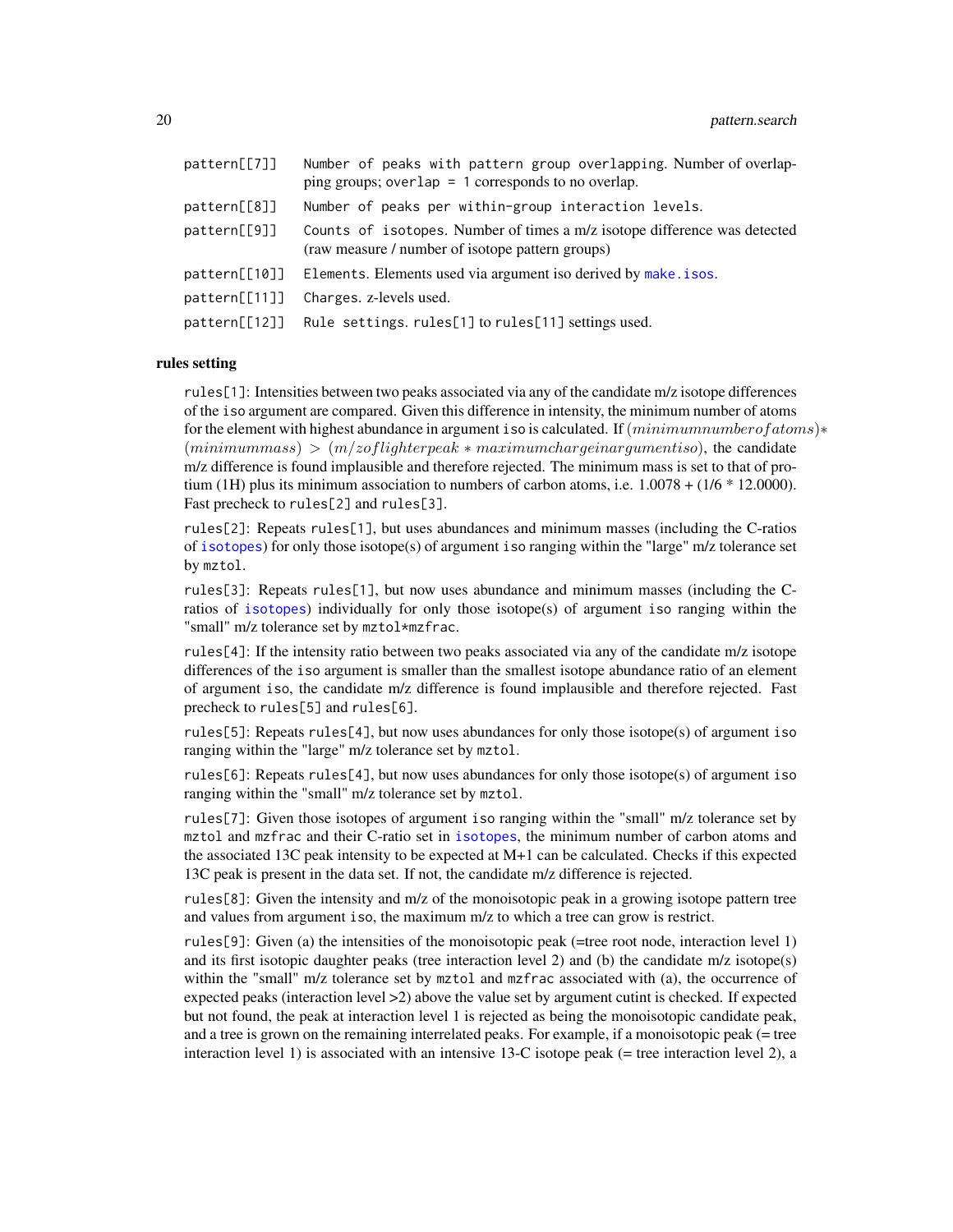| | |
|---|---|
| pattern[[7]] | Number of peaks with pattern group overlapping. Number of overlapping groups; overlap = 1 corresponds to no overlap. |
| pattern[[8]] | Number of peaks per within-group interaction levels. |
| pattern[[9]] | Counts of isotopes. Number of times a m/z isotope difference was detected (raw measure / number of isotope pattern groups) |
| pattern[[10]] | Elements. Elements used via argument iso derived by make.isos. |
| pattern[[11]] | Charges. z-levels used. |
| pattern[[12]] | Rule settings. rules[1] to rules[11] settings used. |

**rules setting**

rules[1]: Intensities between two peaks associated via any of the candidate m/z isotope differences of the iso argument are compared. Given this difference in intensity, the minimum number of atoms for the element with highest abundance in argument iso is calculated. If $(minimumnumberofatoms) * (minimummass) > (m/zoflighterpeak * maximumchargeinargumentiso)$, the candidate m/z difference is found implausible and therefore rejected. The minimum mass is set to that of protium (1H) plus its minimum association to numbers of carbon atoms, i.e. 1.0078 + (1/6 * 12.0000). Fast precheck to rules[2] and rules[3].

rules[2]: Repeats rules[1], but uses abundances and minimum masses (including the C-ratios of isotopes) for only those isotope(s) of argument iso ranging within the "large" m/z tolerance set by mztol.

rules[3]: Repeats rules[1], but now uses abundance and minimum masses (including the C-ratios of isotopes) individually for only those isotope(s) of argument iso ranging within the "small" m/z tolerance set by mztol*mzfrac.

rules[4]: If the intensity ratio between two peaks associated via any of the candidate m/z isotope differences of the iso argument is smaller than the smallest isotope abundance ratio of an element of argument iso, the candidate m/z difference is found implausible and therefore rejected. Fast precheck to rules[5] and rules[6].

rules[5]: Repeats rules[4], but now uses abundances for only those isotope(s) of argument iso ranging within the "large" m/z tolerance set by mztol.

rules[6]: Repeats rules[4], but now uses abundances for only those isotope(s) of argument iso ranging within the "small" m/z tolerance set by mztol.

rules[7]: Given those isotopes of argument iso ranging within the "small" m/z tolerance set by mztol and mzfrac and their C-ratio set in isotopes, the minimum number of carbon atoms and the associated 13C peak intensity to be expected at M+1 can be calculated. Checks if this expected 13C peak is present in the data set. If not, the candidate m/z difference is rejected.

rules[8]: Given the intensity and m/z of the monoisotopic peak in a growing isotope pattern tree and values from argument iso, the maximum m/z to which a tree can grow is restrict.

rules[9]: Given (a) the intensities of the monoisotopic peak (=tree root node, interaction level 1) and its first isotopic daughter peaks (tree interaction level 2) and (b) the candidate m/z isotope(s) within the "small" m/z tolerance set by mztol and mzfrac associated with (a), the occurrence of expected peaks (interaction level >2) above the value set by argument cutint is checked. If expected but not found, the peak at interaction level 1 is rejected as being the monoisotopic candidate peak, and a tree is grown on the remaining interrelated peaks. For example, if a monoisotopic peak (= tree interaction level 1) is associated with an intensive 13-C isotope peak (= tree interaction level 2), a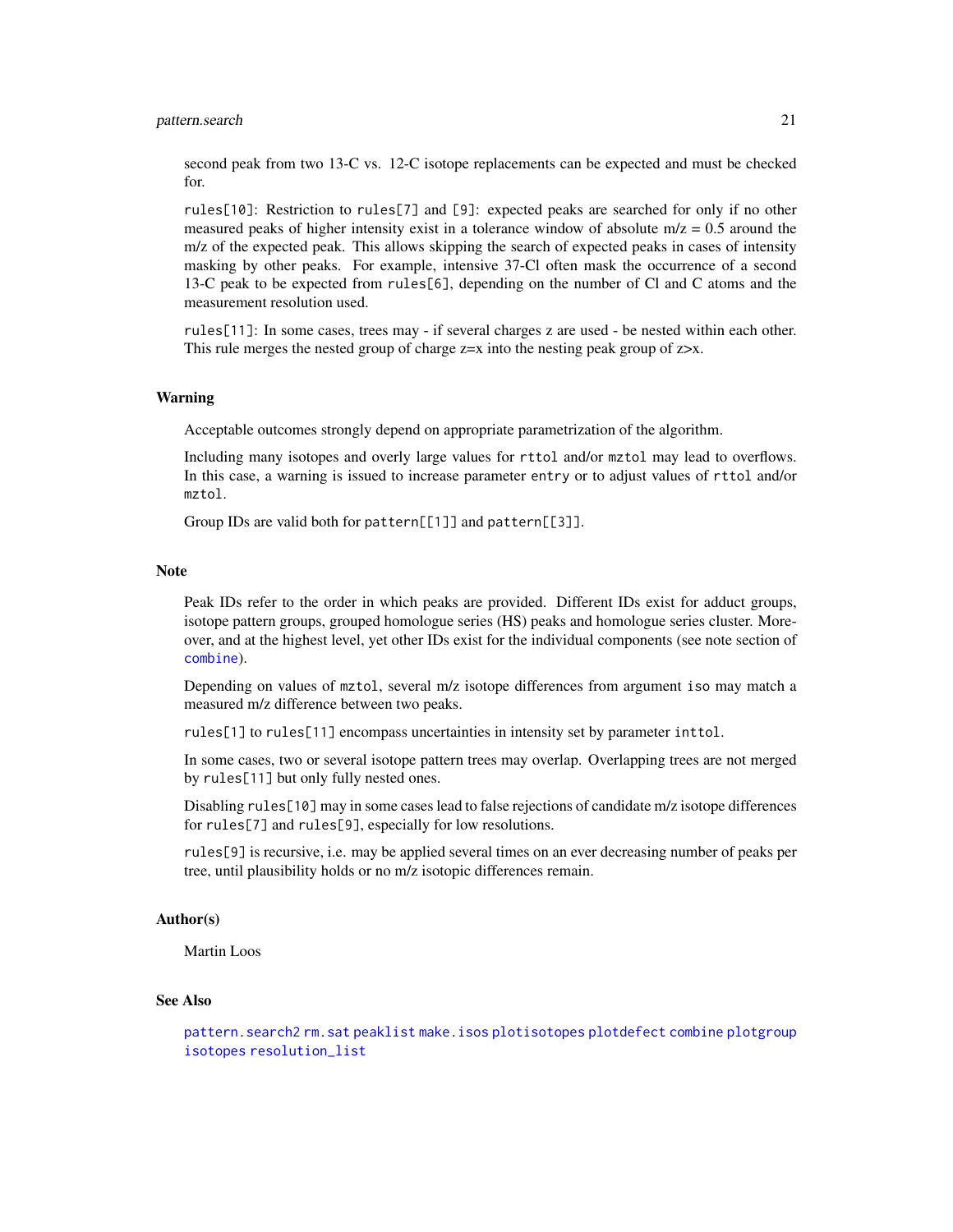second peak from two 13-C vs. 12-C isotope replacements can be expected and must be checked for.

`rules[10]`: Restriction to `rules[7]` and `[9]`: expected peaks are searched for only if no other measured peaks of higher intensity exist in a tolerance window of absolute m/z = 0.5 around the m/z of the expected peak. This allows skipping the search of expected peaks in cases of intensity masking by other peaks. For example, intensive 37-Cl often mask the occurrence of a second 13-C peak to be expected from `rules[6]`, depending on the number of Cl and C atoms and the measurement resolution used.

`rules[11]`: In some cases, trees may - if several charges z are used - be nested within each other. This rule merges the nested group of charge z=x into the nesting peak group of z>x.

## Warning

Acceptable outcomes strongly depend on appropriate parametrization of the algorithm.

Including many isotopes and overly large values for `rttol` and/or `mztol` may lead to overflows. In this case, a warning is issued to increase parameter `entry` or to adjust values of `rttol` and/or `mztol`.

Group IDs are valid both for `pattern[[1]]` and `pattern[[3]]`.

## Note

Peak IDs refer to the order in which peaks are provided. Different IDs exist for adduct groups, isotope pattern groups, grouped homologue series (HS) peaks and homologue series cluster. Moreover, and at the highest level, yet other IDs exist for the individual components (see note section of `combine`).

Depending on values of `mztol`, several m/z isotope differences from argument `iso` may match a measured m/z difference between two peaks.

`rules[1]` to `rules[11]` encompass uncertainties in intensity set by parameter `inttol`.

In some cases, two or several isotope pattern trees may overlap. Overlapping trees are not merged by `rules[11]` but only fully nested ones.

Disabling `rules[10]` may in some cases lead to false rejections of candidate m/z isotope differences for `rules[7]` and `rules[9]`, especially for low resolutions.

`rules[9]` is recursive, i.e. may be applied several times on an ever decreasing number of peaks per tree, until plausibility holds or no m/z isotopic differences remain.

## Author(s)

Martin Loos

## See Also

`pattern.search2` `rm.sat` `peaklist` `make.isos` `plotisotopes` `plotdefect` `combine` `plotgroup` `isotopes` `resolution_list`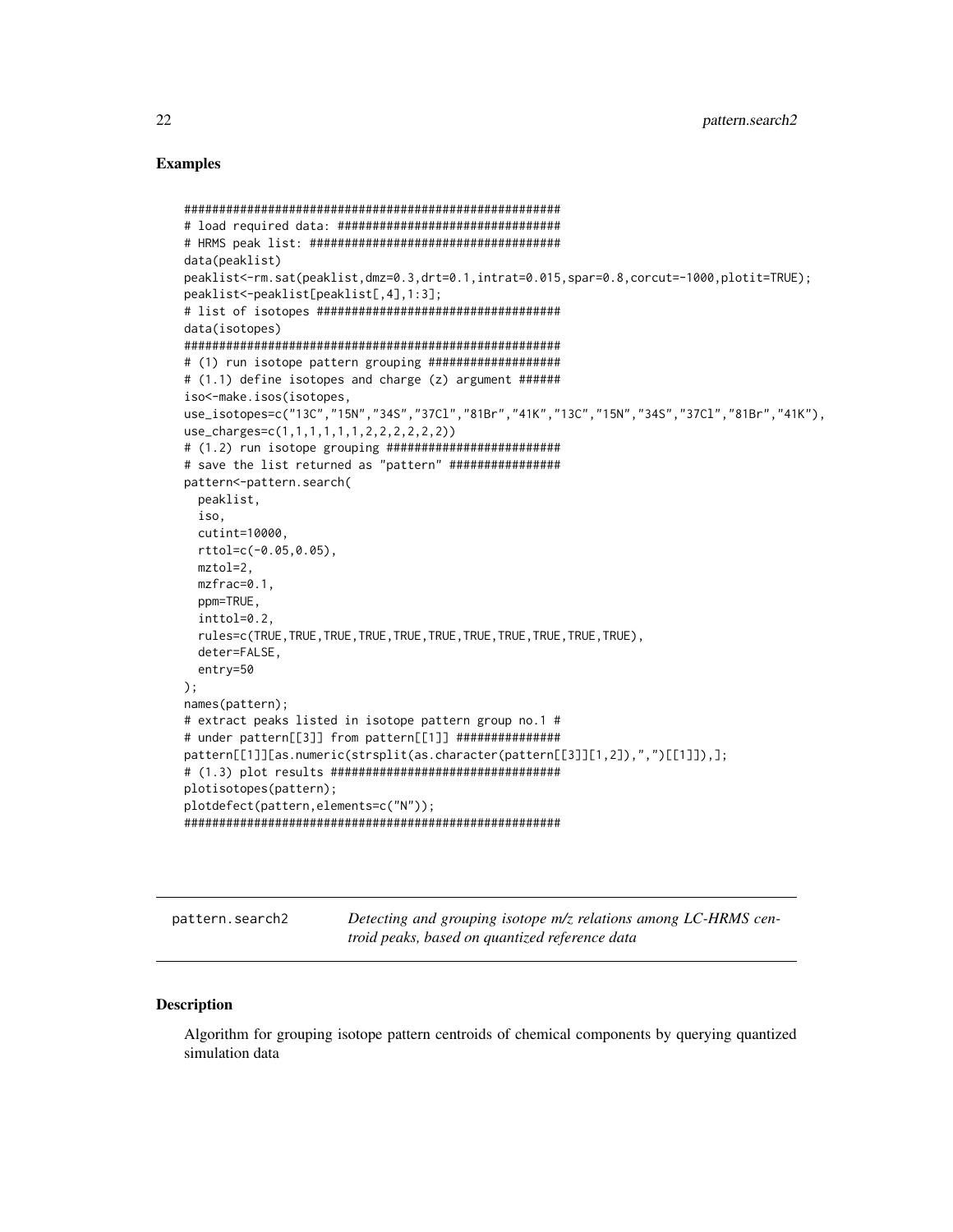## Examples

```
######################################################
# load required data: ################################
# HRMS peak list: ####################################
data(peaklist)
peaklist<-rm.sat(peaklist,dmz=0.3,drt=0.1,intrat=0.015,spar=0.8,corcut=-1000,plotit=TRUE);
peaklist<-peaklist[peaklist[,4],1:3];
# list of isotopes ###################################
data(isotopes)
######################################################
# (1) run isotope pattern grouping ###################
# (1.1) define isotopes and charge (z) argument ######
iso<-make.isos(isotopes,
use_isotopes=c("13C","15N","34S","37Cl","81Br","41K","13C","15N","34S","37Cl","81Br","41K"),
use_charges=c(1,1,1,1,1,1,2,2,2,2,2,2))
# (1.2) run isotope grouping #########################
# save the list returned as "pattern" ################
pattern<-pattern.search(
  peaklist,
  iso,
  cutint=10000,
  rttol=c(-0.05,0.05),
  mztol=2,
  mzfrac=0.1,
  ppm=TRUE,
  inttol=0.2,
  rules=c(TRUE,TRUE,TRUE,TRUE,TRUE,TRUE,TRUE,TRUE,TRUE,TRUE,TRUE),
  deter=FALSE,
  entry=50
);
names(pattern);
# extract peaks listed in isotope pattern group no.1 #
# under pattern[[3]] from pattern[[1]] ###############
pattern[[1]][as.numeric(strsplit(as.character(pattern[[3]][1,2]),",")[[1]]),];
# (1.3) plot results #################################
plotisotopes(pattern);
plotdefect(pattern,elements=c("N"));
######################################################
```

## pattern.search2 — *Detecting and grouping isotope m/z relations among LC-HRMS centroid peaks, based on quantized reference data*

### Description

Algorithm for grouping isotope pattern centroids of chemical components by querying quantized simulation data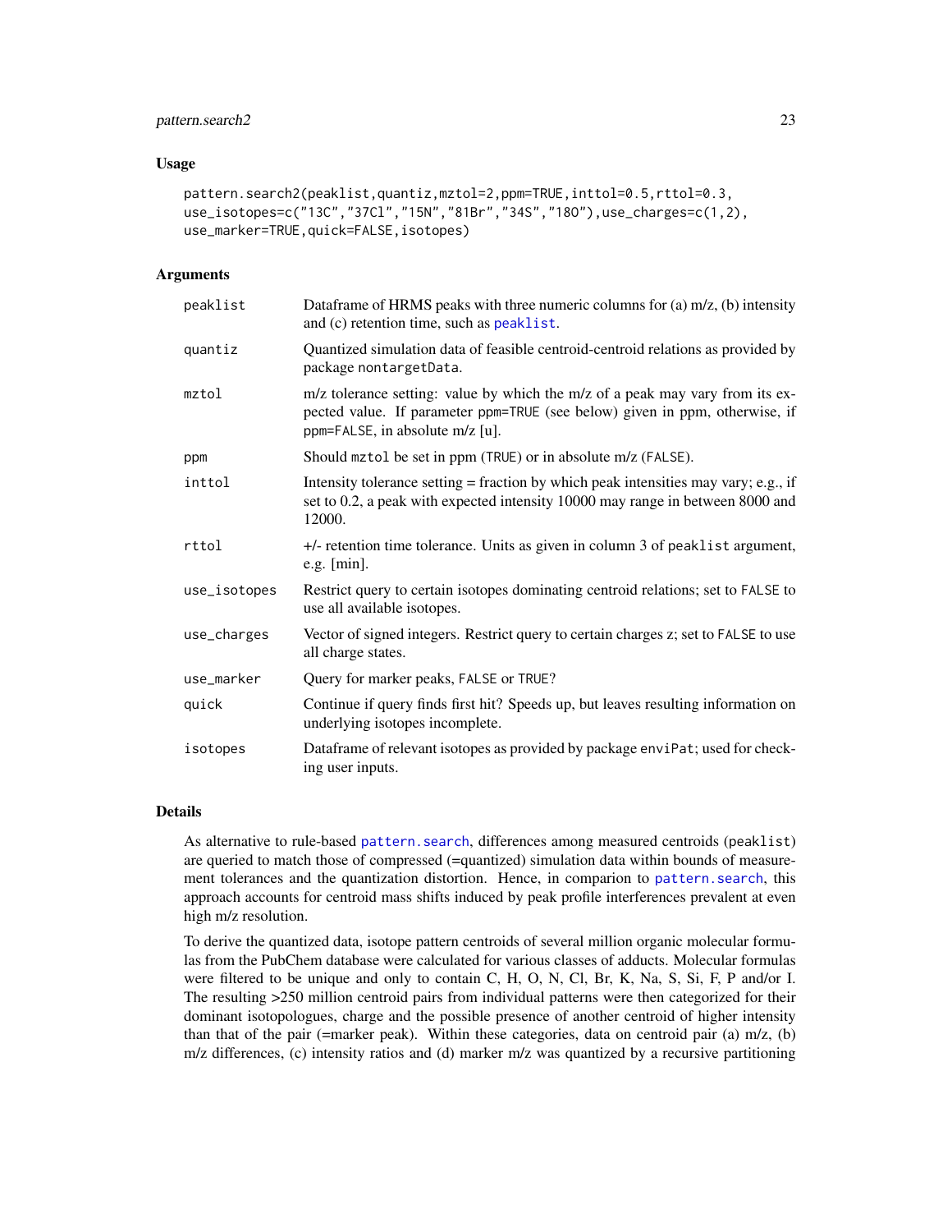## Usage

```
pattern.search2(peaklist,quantiz,mztol=2,ppm=TRUE,inttol=0.5,rttol=0.3,
use_isotopes=c("13C","37Cl","15N","81Br","34S","18O"),use_charges=c(1,2),
use_marker=TRUE,quick=FALSE,isotopes)
```

## Arguments

| | |
|---|---|
| `peaklist` | Dataframe of HRMS peaks with three numeric columns for (a) m/z, (b) intensity and (c) retention time, such as `peaklist`. |
| `quantiz` | Quantized simulation data of feasible centroid-centroid relations as provided by package `nontargetData`. |
| `mztol` | m/z tolerance setting: value by which the m/z of a peak may vary from its expected value. If parameter `ppm=TRUE` (see below) given in ppm, otherwise, if `ppm=FALSE`, in absolute m/z [u]. |
| `ppm` | Should `mztol` be set in ppm (`TRUE`) or in absolute m/z (`FALSE`). |
| `inttol` | Intensity tolerance setting = fraction by which peak intensities may vary; e.g., if set to 0.2, a peak with expected intensity 10000 may range in between 8000 and 12000. |
| `rttol` | +/- retention time tolerance. Units as given in column 3 of `peaklist` argument, e.g. [min]. |
| `use_isotopes` | Restrict query to certain isotopes dominating centroid relations; set to `FALSE` to use all available isotopes. |
| `use_charges` | Vector of signed integers. Restrict query to certain charges z; set to `FALSE` to use all charge states. |
| `use_marker` | Query for marker peaks, `FALSE` or `TRUE`? |
| `quick` | Continue if query finds first hit? Speeds up, but leaves resulting information on underlying isotopes incomplete. |
| `isotopes` | Dataframe of relevant isotopes as provided by package `enviPat`; used for checking user inputs. |

## Details

As alternative to rule-based `pattern.search`, differences among measured centroids (`peaklist`) are queried to match those of compressed (=quantized) simulation data within bounds of measurement tolerances and the quantization distortion. Hence, in comparion to `pattern.search`, this approach accounts for centroid mass shifts induced by peak profile interferences prevalent at even high m/z resolution.

To derive the quantized data, isotope pattern centroids of several million organic molecular formulas from the PubChem database were calculated for various classes of adducts. Molecular formulas were filtered to be unique and only to contain C, H, O, N, Cl, Br, K, Na, S, Si, F, P and/or I. The resulting >250 million centroid pairs from individual patterns were then categorized for their dominant isotopologues, charge and the possible presence of another centroid of higher intensity than that of the pair (=marker peak). Within these categories, data on centroid pair (a) m/z, (b) m/z differences, (c) intensity ratios and (d) marker m/z was quantized by a recursive partitioning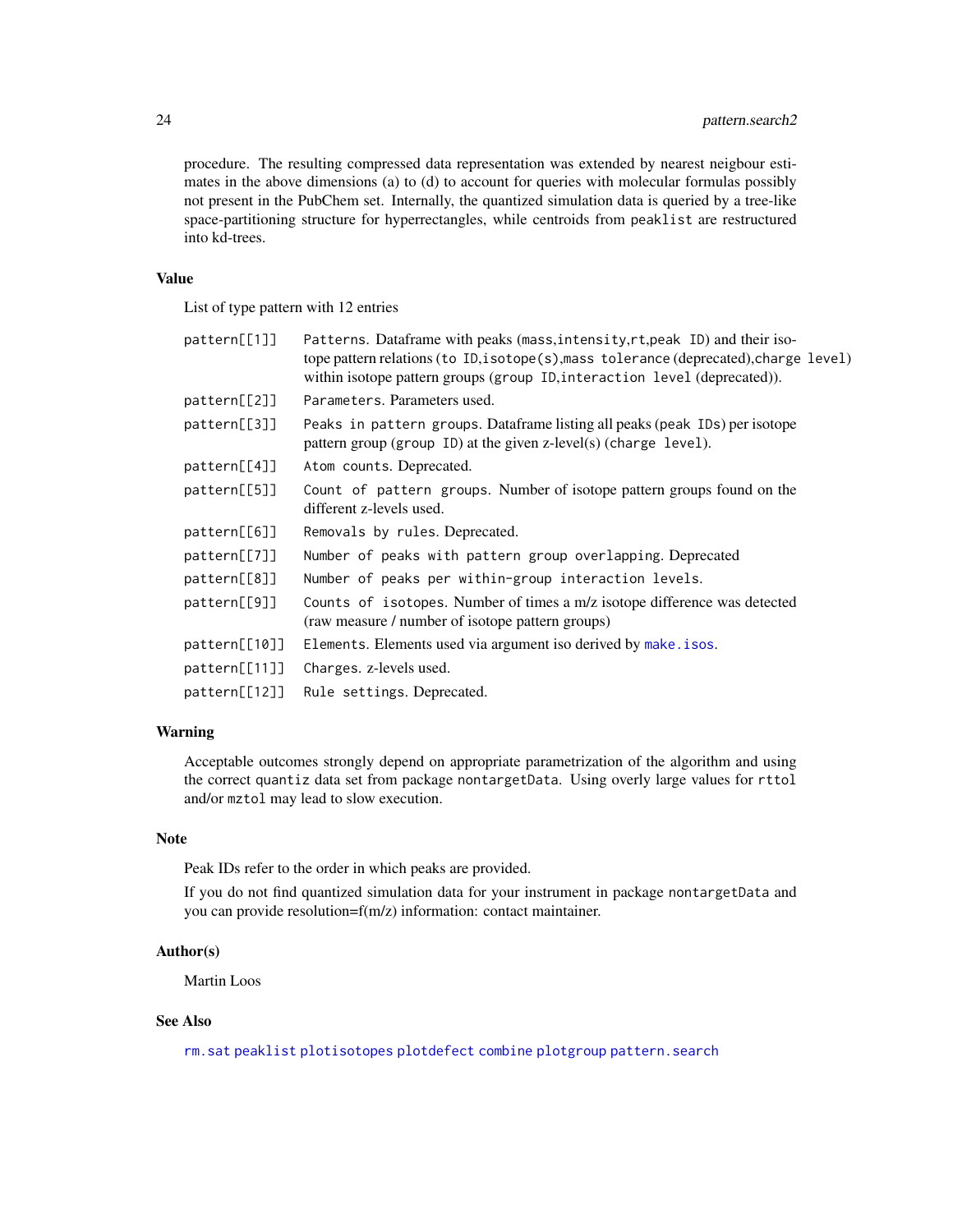procedure. The resulting compressed data representation was extended by nearest neigbour estimates in the above dimensions (a) to (d) to account for queries with molecular formulas possibly not present in the PubChem set. Internally, the quantized simulation data is queried by a tree-like space-partitioning structure for hyperrectangles, while centroids from `peaklist` are restructured into kd-trees.

## Value

List of type pattern with 12 entries

- `pattern[[1]]` — `Patterns`. Dataframe with peaks (`mass`,`intensity`,`rt`,`peak ID`) and their isotope pattern relations (`to ID`,`isotope(s)`,`mass tolerance` (deprecated),`charge level`) within isotope pattern groups (`group ID`,`interaction level` (deprecated)).
- `pattern[[2]]` — `Parameters`. Parameters used.
- `pattern[[3]]` — `Peaks in pattern groups`. Dataframe listing all peaks (`peak IDs`) per isotope pattern group (`group ID`) at the given z-level(s) (`charge level`).
- `pattern[[4]]` — `Atom counts`. Deprecated.
- `pattern[[5]]` — `Count of pattern groups`. Number of isotope pattern groups found on the different z-levels used.
- `pattern[[6]]` — `Removals by rules`. Deprecated.
- `pattern[[7]]` — `Number of peaks with pattern group overlapping`. Deprecated
- `pattern[[8]]` — `Number of peaks per within-group interaction levels`.
- `pattern[[9]]` — `Counts of isotopes`. Number of times a m/z isotope difference was detected (raw measure / number of isotope pattern groups)
- `pattern[[10]]` — `Elements`. Elements used via argument iso derived by `make.isos`.
- `pattern[[11]]` — `Charges`. z-levels used.
- `pattern[[12]]` — `Rule settings`. Deprecated.

## Warning

Acceptable outcomes strongly depend on appropriate parametrization of the algorithm and using the correct `quantiz` data set from package `nontargetData`. Using overly large values for `rttol` and/or `mztol` may lead to slow execution.

## Note

Peak IDs refer to the order in which peaks are provided.

If you do not find quantized simulation data for your instrument in package `nontargetData` and you can provide resolution=f(m/z) information: contact maintainer.

## Author(s)

Martin Loos

## See Also

`rm.sat` `peaklist` `plotisotopes` `plotdefect` `combine` `plotgroup` `pattern.search`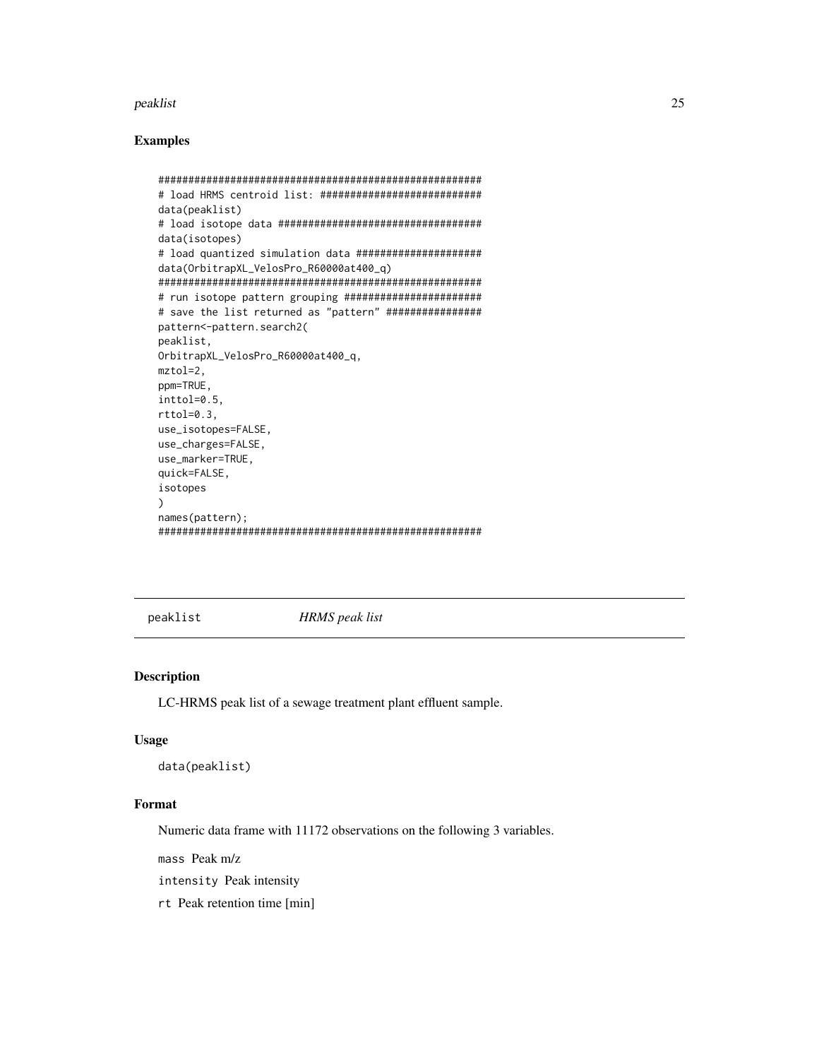### Examples

```
######################################################
# load HRMS centroid list: ###########################
data(peaklist)
# load isotope data ##################################
data(isotopes)
# load quantized simulation data ####################
data(OrbitrapXL_VelosPro_R60000at400_q)
######################################################
# run isotope pattern grouping #######################
# save the list returned as "pattern" ###############
pattern<-pattern.search2(
peaklist,
OrbitrapXL_VelosPro_R60000at400_q,
mztol=2,
ppm=TRUE,
inttol=0.5,
rttol=0.3,
use_isotopes=FALSE,
use_charges=FALSE,
use_marker=TRUE,
quick=FALSE,
isotopes
)
names(pattern);
######################################################
```

---

## peaklist &nbsp;&nbsp;&nbsp;&nbsp; *HRMS peak list*

---

### Description

LC-HRMS peak list of a sewage treatment plant effluent sample.

### Usage

```
data(peaklist)
```

### Format

Numeric data frame with 11172 observations on the following 3 variables.

`mass` Peak m/z

`intensity` Peak intensity

`rt` Peak retention time [min]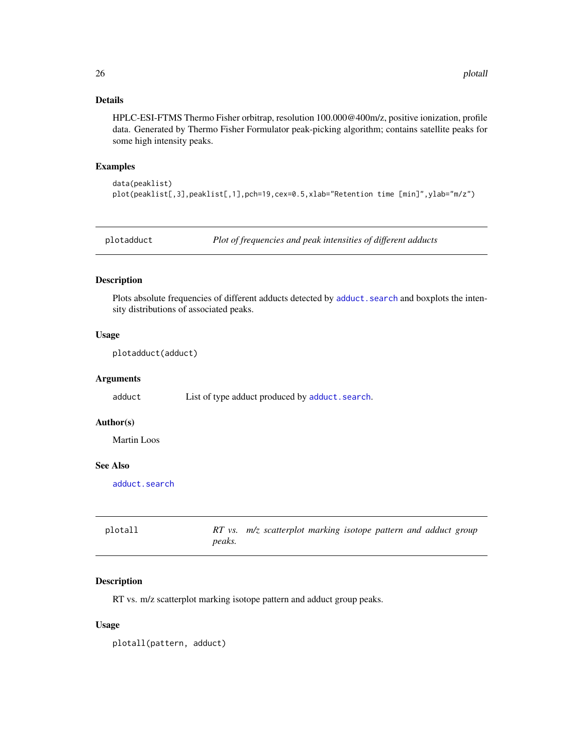### Details

HPLC-ESI-FTMS Thermo Fisher orbitrap, resolution 100.000@400m/z, positive ionization, profile data. Generated by Thermo Fisher Formulator peak-picking algorithm; contains satellite peaks for some high intensity peaks.

### Examples

```
data(peaklist)
plot(peaklist[,3],peaklist[,1],pch=19,cex=0.5,xlab="Retention time [min]",ylab="m/z")
```

---

## plotadduct — *Plot of frequencies and peak intensities of different adducts*

### Description

Plots absolute frequencies of different adducts detected by adduct.search and boxplots the intensity distributions of associated peaks.

### Usage

```
plotadduct(adduct)
```

### Arguments

adduct — List of type adduct produced by adduct.search.

### Author(s)

Martin Loos

### See Also

adduct.search

---

## plotall — *RT vs. m/z scatterplot marking isotope pattern and adduct group peaks.*

### Description

RT vs. m/z scatterplot marking isotope pattern and adduct group peaks.

### Usage

```
plotall(pattern, adduct)
```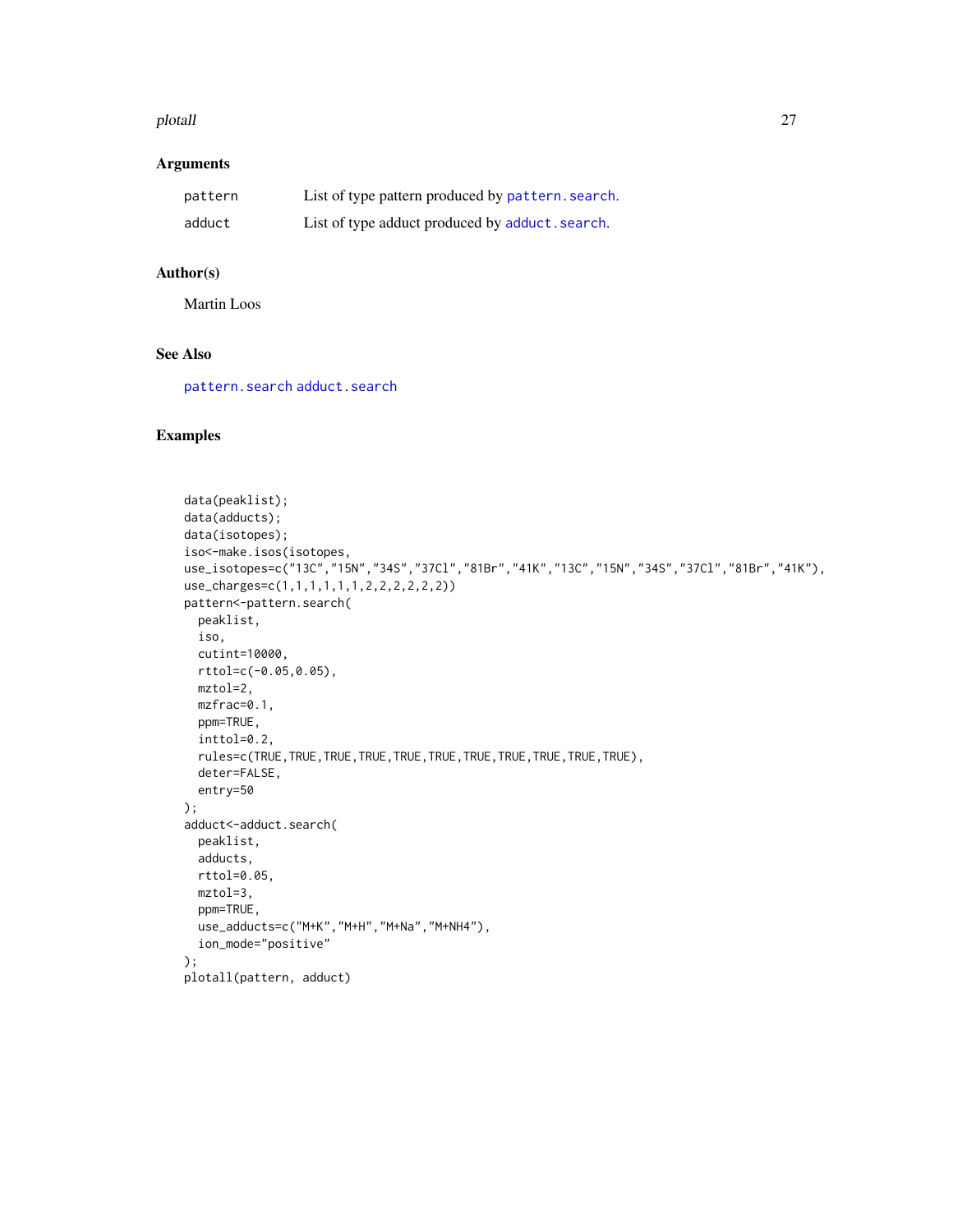### Arguments

| | |
|---|---|
| pattern | List of type pattern produced by pattern.search. |
| adduct | List of type adduct produced by adduct.search. |

### Author(s)

Martin Loos

### See Also

pattern.search adduct.search

### Examples

```
data(peaklist);
data(adducts);
data(isotopes);
iso<-make.isos(isotopes,
use_isotopes=c("13C","15N","34S","37Cl","81Br","41K","13C","15N","34S","37Cl","81Br","41K"),
use_charges=c(1,1,1,1,1,1,2,2,2,2,2,2))
pattern<-pattern.search(
  peaklist,
  iso,
  cutint=10000,
  rttol=c(-0.05,0.05),
  mztol=2,
  mzfrac=0.1,
  ppm=TRUE,
  inttol=0.2,
  rules=c(TRUE,TRUE,TRUE,TRUE,TRUE,TRUE,TRUE,TRUE,TRUE,TRUE,TRUE),
  deter=FALSE,
  entry=50
);
adduct<-adduct.search(
  peaklist,
  adducts,
  rttol=0.05,
  mztol=3,
  ppm=TRUE,
  use_adducts=c("M+K","M+H","M+Na","M+NH4"),
  ion_mode="positive"
);
plotall(pattern, adduct)
```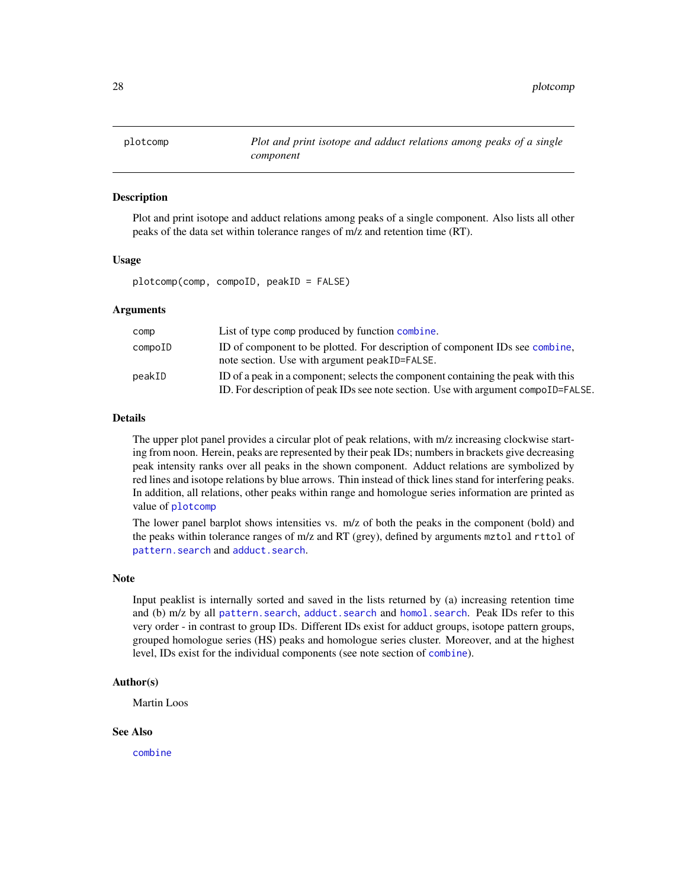# plotcomp — *Plot and print isotope and adduct relations among peaks of a single component*

## Description

Plot and print isotope and adduct relations among peaks of a single component. Also lists all other peaks of the data set within tolerance ranges of m/z and retention time (RT).

## Usage

```
plotcomp(comp, compoID, peakID = FALSE)
```

## Arguments

| | |
|---|---|
| `comp` | List of type `comp` produced by function `combine`. |
| `compoID` | ID of component to be plotted. For description of component IDs see `combine`, note section. Use with argument `peakID=FALSE`. |
| `peakID` | ID of a peak in a component; selects the component containing the peak with this ID. For description of peak IDs see note section. Use with argument `compoID=FALSE`. |

## Details

The upper plot panel provides a circular plot of peak relations, with m/z increasing clockwise starting from noon. Herein, peaks are represented by their peak IDs; numbers in brackets give decreasing peak intensity ranks over all peaks in the shown component. Adduct relations are symbolized by red lines and isotope relations by blue arrows. Thin instead of thick lines stand for interfering peaks. In addition, all relations, other peaks within range and homologue series information are printed as value of `plotcomp`

The lower panel barplot shows intensities vs. m/z of both the peaks in the component (bold) and the peaks within tolerance ranges of m/z and RT (grey), defined by arguments `mztol` and `rttol` of `pattern.search` and `adduct.search`.

## Note

Input peaklist is internally sorted and saved in the lists returned by (a) increasing retention time and (b) m/z by all `pattern.search`, `adduct.search` and `homol.search`. Peak IDs refer to this very order - in contrast to group IDs. Different IDs exist for adduct groups, isotope pattern groups, grouped homologue series (HS) peaks and homologue series cluster. Moreover, and at the highest level, IDs exist for the individual components (see note section of `combine`).

## Author(s)

Martin Loos

## See Also

`combine`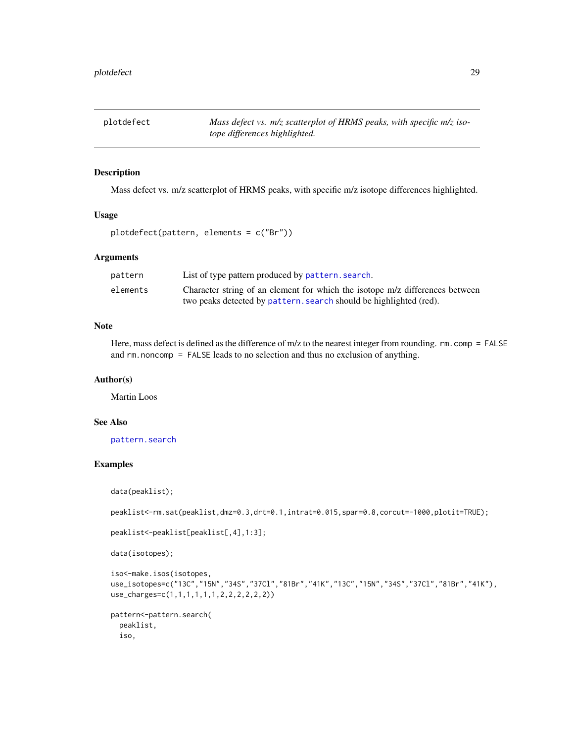## plotdefect — *Mass defect vs. m/z scatterplot of HRMS peaks, with specific m/z isotope differences highlighted.*

### Description

Mass defect vs. m/z scatterplot of HRMS peaks, with specific m/z isotope differences highlighted.

### Usage

```
plotdefect(pattern, elements = c("Br"))
```

### Arguments

| | |
|---|---|
| pattern | List of type pattern produced by pattern.search. |
| elements | Character string of an element for which the isotope m/z differences between two peaks detected by pattern.search should be highlighted (red). |

### Note

Here, mass defect is defined as the difference of m/z to the nearest integer from rounding. `rm.comp = FALSE` and `rm.noncomp = FALSE` leads to no selection and thus no exclusion of anything.

### Author(s)

Martin Loos

### See Also

pattern.search

### Examples

```
data(peaklist);

peaklist<-rm.sat(peaklist,dmz=0.3,drt=0.1,intrat=0.015,spar=0.8,corcut=-1000,plotit=TRUE);

peaklist<-peaklist[peaklist[,4],1:3];

data(isotopes);

iso<-make.isos(isotopes,
use_isotopes=c("13C","15N","34S","37Cl","81Br","41K","13C","15N","34S","37Cl","81Br","41K"),
use_charges=c(1,1,1,1,1,1,2,2,2,2,2,2))

pattern<-pattern.search(
  peaklist,
  iso,
```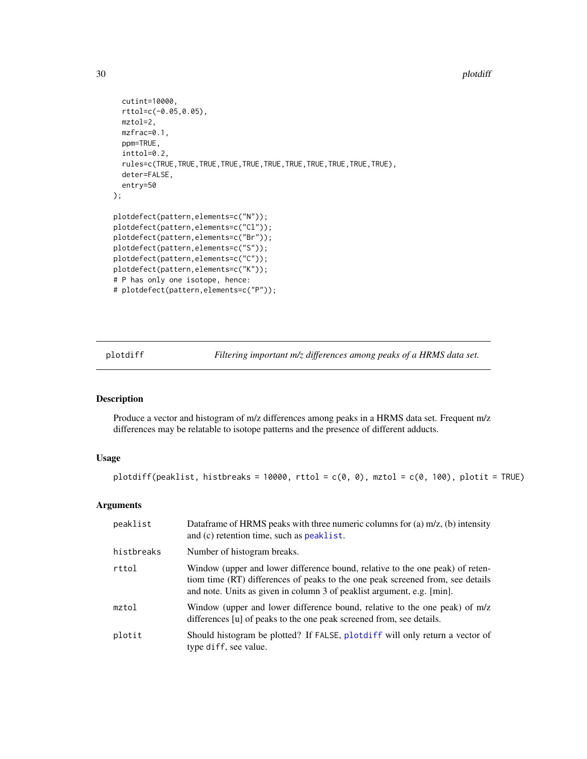```
  cutint=10000,
  rttol=c(-0.05,0.05),
  mztol=2,
  mzfrac=0.1,
  ppm=TRUE,
  inttol=0.2,
  rules=c(TRUE,TRUE,TRUE,TRUE,TRUE,TRUE,TRUE,TRUE,TRUE,TRUE,TRUE),
  deter=FALSE,
  entry=50
);

plotdefect(pattern,elements=c("N"));
plotdefect(pattern,elements=c("Cl"));
plotdefect(pattern,elements=c("Br"));
plotdefect(pattern,elements=c("S"));
plotdefect(pattern,elements=c("C"));
plotdefect(pattern,elements=c("K"));
# P has only one isotope, hence:
# plotdefect(pattern,elements=c("P"));
```

## plotdiff — *Filtering important m/z differences among peaks of a HRMS data set.*

### Description

Produce a vector and histogram of m/z differences among peaks in a HRMS data set. Frequent m/z differences may be relatable to isotope patterns and the presence of different adducts.

### Usage

```
plotdiff(peaklist, histbreaks = 10000, rttol = c(0, 0), mztol = c(0, 100), plotit = TRUE)
```

### Arguments

| | |
|---|---|
| peaklist | Dataframe of HRMS peaks with three numeric columns for (a) m/z, (b) intensity and (c) retention time, such as peaklist. |
| histbreaks | Number of histogram breaks. |
| rttol | Window (upper and lower difference bound, relative to the one peak) of retentiom time (RT) differences of peaks to the one peak screened from, see details and note. Units as given in column 3 of peaklist argument, e.g. [min]. |
| mztol | Window (upper and lower difference bound, relative to the one peak) of m/z differences [u] of peaks to the one peak screened from, see details. |
| plotit | Should histogram be plotted? If FALSE, plotdiff will only return a vector of type diff, see value. |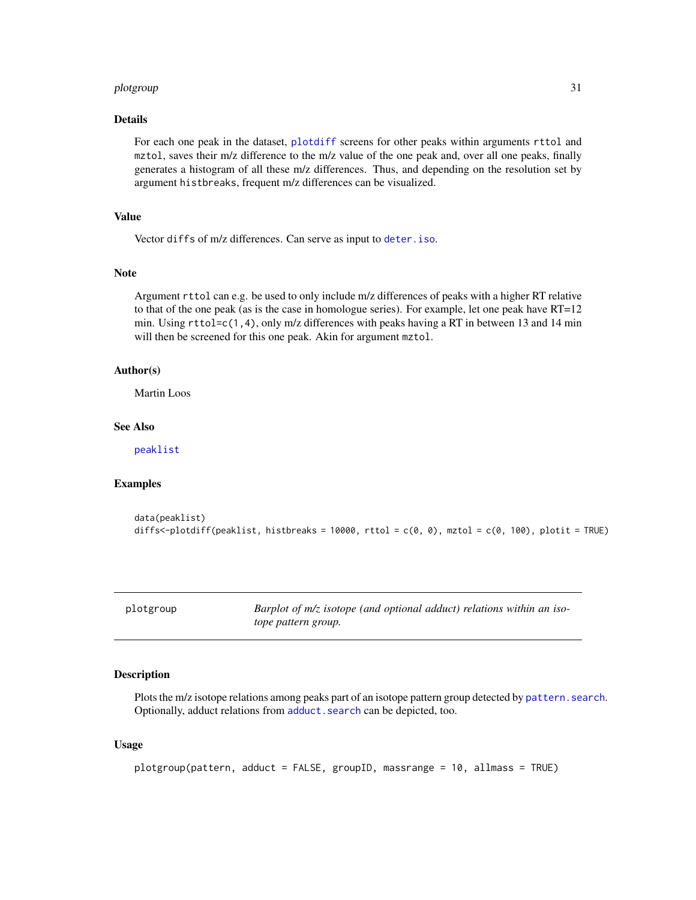## Details

For each one peak in the dataset, plotdiff screens for other peaks within arguments rttol and mztol, saves their m/z difference to the m/z value of the one peak and, over all one peaks, finally generates a histogram of all these m/z differences. Thus, and depending on the resolution set by argument histbreaks, frequent m/z differences can be visualized.

## Value

Vector diffs of m/z differences. Can serve as input to deter.iso.

## Note

Argument rttol can e.g. be used to only include m/z differences of peaks with a higher RT relative to that of the one peak (as is the case in homologue series). For example, let one peak have RT=12 min. Using rttol=c(1,4), only m/z differences with peaks having a RT in between 13 and 14 min will then be screened for this one peak. Akin for argument mztol.

## Author(s)

Martin Loos

## See Also

peaklist

## Examples

```
data(peaklist)
diffs<-plotdiff(peaklist, histbreaks = 10000, rttol = c(0, 0), mztol = c(0, 100), plotit = TRUE)
```

---

# plotgroup — *Barplot of m/z isotope (and optional adduct) relations within an isotope pattern group.*

## Description

Plots the m/z isotope relations among peaks part of an isotope pattern group detected by pattern.search. Optionally, adduct relations from adduct.search can be depicted, too.

## Usage

```
plotgroup(pattern, adduct = FALSE, groupID, massrange = 10, allmass = TRUE)
```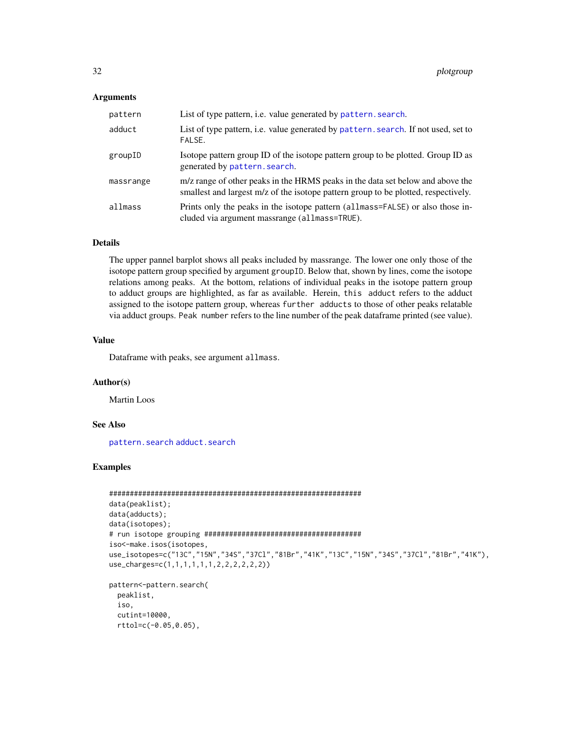### Arguments

| | |
|---|---|
| `pattern` | List of type pattern, i.e. value generated by `pattern.search`. |
| `adduct` | List of type pattern, i.e. value generated by `pattern.search`. If not used, set to `FALSE`. |
| `groupID` | Isotope pattern group ID of the isotope pattern group to be plotted. Group ID as generated by `pattern.search`. |
| `massrange` | m/z range of other peaks in the HRMS peaks in the data set below and above the smallest and largest m/z of the isotope pattern group to be plotted, respectively. |
| `allmass` | Prints only the peaks in the isotope pattern (`allmass=FALSE`) or also those included via argument massrange (`allmass=TRUE`). |

### Details

The upper pannel barplot shows all peaks included by massrange. The lower one only those of the isotope pattern group specified by argument `groupID`. Below that, shown by lines, come the isotope relations among peaks. At the bottom, relations of individual peaks in the isotope pattern group to adduct groups are highlighted, as far as available. Herein, `this adduct` refers to the adduct assigned to the isotope pattern group, whereas `further adducts` to those of other peaks relatable via adduct groups. `Peak number` refers to the line number of the peak dataframe printed (see value).

### Value

Dataframe with peaks, see argument `allmass`.

### Author(s)

Martin Loos

### See Also

`pattern.search` `adduct.search`

### Examples

```
##############################################################
data(peaklist);
data(adducts);
data(isotopes);
# run isotope grouping ######################################
iso<-make.isos(isotopes,
use_isotopes=c("13C","15N","34S","37Cl","81Br","41K","13C","15N","34S","37Cl","81Br","41K"),
use_charges=c(1,1,1,1,1,1,2,2,2,2,2,2))

pattern<-pattern.search(
  peaklist,
  iso,
  cutint=10000,
  rttol=c(-0.05,0.05),
```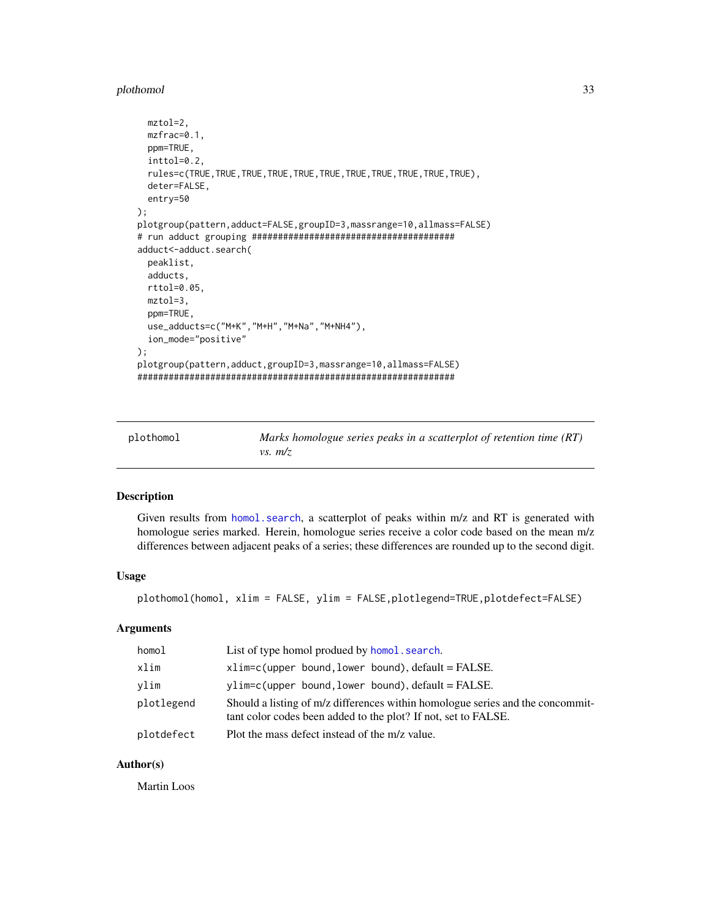```
  mztol=2,
  mzfrac=0.1,
  ppm=TRUE,
  inttol=0.2,
  rules=c(TRUE,TRUE,TRUE,TRUE,TRUE,TRUE,TRUE,TRUE,TRUE,TRUE,TRUE),
  deter=FALSE,
  entry=50
);
plotgroup(pattern,adduct=FALSE,groupID=3,massrange=10,allmass=FALSE)
# run adduct grouping ######################################
adduct<-adduct.search(
  peaklist,
  adducts,
  rttol=0.05,
  mztol=3,
  ppm=TRUE,
  use_adducts=c("M+K","M+H","M+Na","M+NH4"),
  ion_mode="positive"
);
plotgroup(pattern,adduct,groupID=3,massrange=10,allmass=FALSE)
##############################################################
```

---

`plothomol` — *Marks homologue series peaks in a scatterplot of retention time (RT) vs. m/z*

---

## Description

Given results from `homol.search`, a scatterplot of peaks within m/z and RT is generated with homologue series marked. Herein, homologue series receive a color code based on the mean m/z differences between adjacent peaks of a series; these differences are rounded up to the second digit.

## Usage

```
plothomol(homol, xlim = FALSE, ylim = FALSE,plotlegend=TRUE,plotdefect=FALSE)
```

## Arguments

| | |
|---|---|
| `homol` | List of type homol produed by `homol.search`. |
| `xlim` | `xlim=c(upper bound,lower bound)`, default = FALSE. |
| `ylim` | `ylim=c(upper bound,lower bound)`, default = FALSE. |
| `plotlegend` | Should a listing of m/z differences within homologue series and the concommittant color codes been added to the plot? If not, set to FALSE. |
| `plotdefect` | Plot the mass defect instead of the m/z value. |

## Author(s)

Martin Loos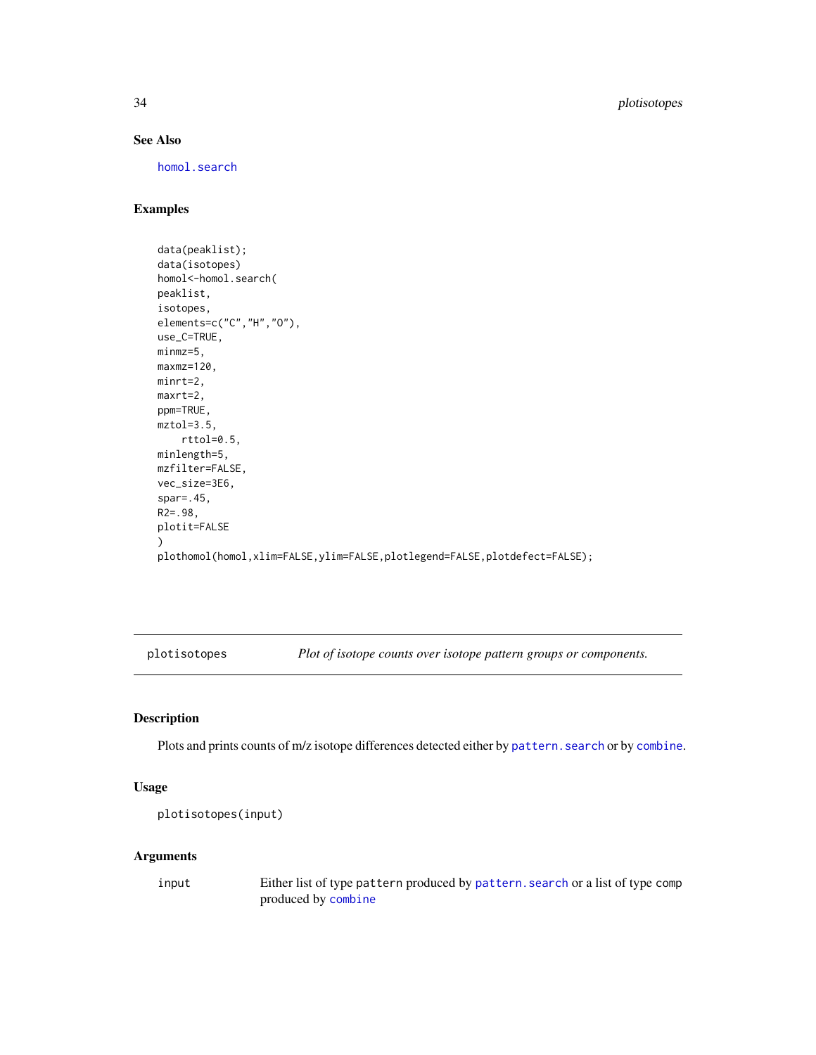### See Also

homol.search

### Examples

```
data(peaklist);
data(isotopes)
homol<-homol.search(
peaklist,
isotopes,
elements=c("C","H","O"),
use_C=TRUE,
minmz=5,
maxmz=120,
minrt=2,
maxrt=2,
ppm=TRUE,
mztol=3.5,
    rttol=0.5,
minlength=5,
mzfilter=FALSE,
vec_size=3E6,
spar=.45,
R2=.98,
plotit=FALSE
)
plothomol(homol,xlim=FALSE,ylim=FALSE,plotlegend=FALSE,plotdefect=FALSE);
```

---

## plotisotopes &nbsp;&nbsp;&nbsp;&nbsp; *Plot of isotope counts over isotope pattern groups or components.*

---

### Description

Plots and prints counts of m/z isotope differences detected either by `pattern.search` or by `combine`.

### Usage

```
plotisotopes(input)
```

### Arguments

| | |
|---|---|
| `input` | Either list of type `pattern` produced by `pattern.search` or a list of type `comp` produced by `combine` |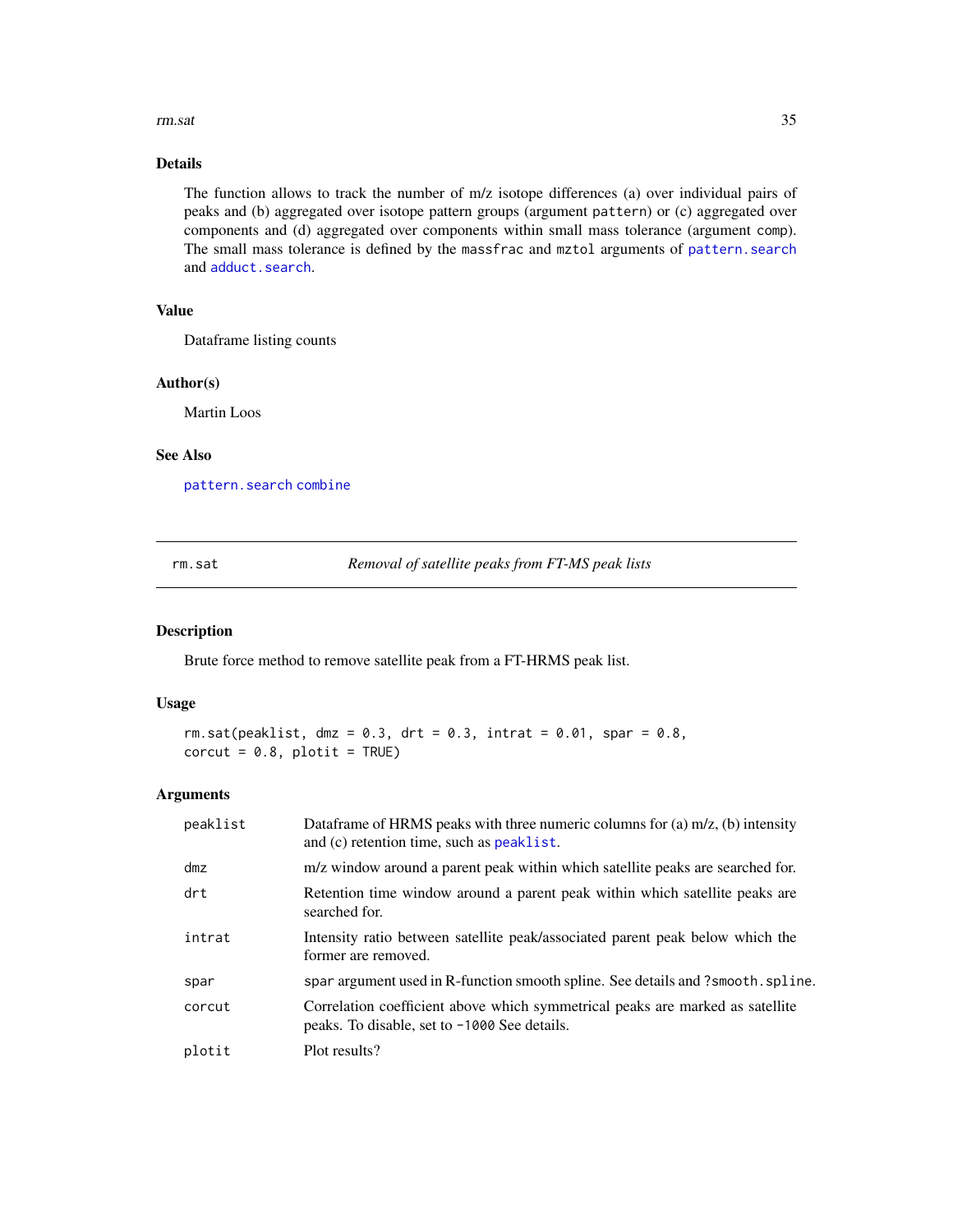### Details

The function allows to track the number of m/z isotope differences (a) over individual pairs of peaks and (b) aggregated over isotope pattern groups (argument `pattern`) or (c) aggregated over components and (d) aggregated over components within small mass tolerance (argument `comp`). The small mass tolerance is defined by the `massfrac` and `mztol` arguments of `pattern.search` and `adduct.search`.

### Value

Dataframe listing counts

### Author(s)

Martin Loos

### See Also

`pattern.search` `combine`

---

## rm.sat — *Removal of satellite peaks from FT-MS peak lists*

---

### Description

Brute force method to remove satellite peak from a FT-HRMS peak list.

### Usage

```
rm.sat(peaklist, dmz = 0.3, drt = 0.3, intrat = 0.01, spar = 0.8,
corcut = 0.8, plotit = TRUE)
```

### Arguments

| | |
|---|---|
| `peaklist` | Dataframe of HRMS peaks with three numeric columns for (a) m/z, (b) intensity and (c) retention time, such as `peaklist`. |
| `dmz` | m/z window around a parent peak within which satellite peaks are searched for. |
| `drt` | Retention time window around a parent peak within which satellite peaks are searched for. |
| `intrat` | Intensity ratio between satellite peak/associated parent peak below which the former are removed. |
| `spar` | `spar` argument used in R-function smooth spline. See details and `?smooth.spline`. |
| `corcut` | Correlation coefficient above which symmetrical peaks are marked as satellite peaks. To disable, set to `-1000` See details. |
| `plotit` | Plot results? |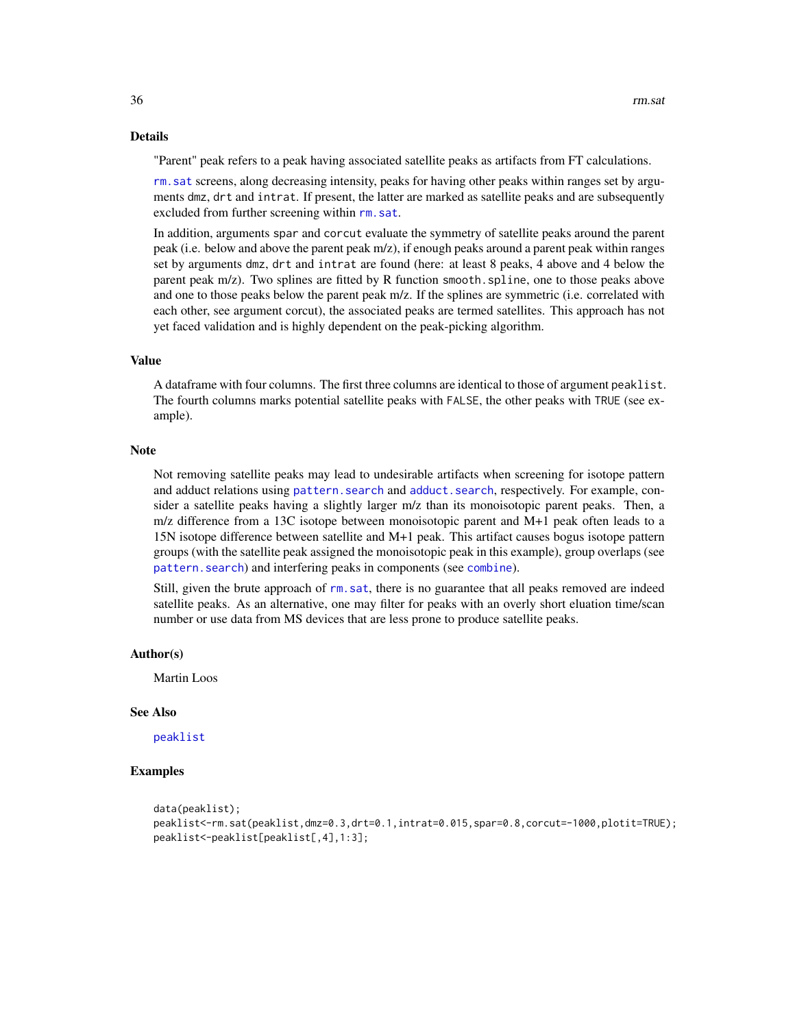## Details

"Parent" peak refers to a peak having associated satellite peaks as artifacts from FT calculations.

rm.sat screens, along decreasing intensity, peaks for having other peaks within ranges set by arguments dmz, drt and intrat. If present, the latter are marked as satellite peaks and are subsequently excluded from further screening within rm.sat.

In addition, arguments spar and corcut evaluate the symmetry of satellite peaks around the parent peak (i.e. below and above the parent peak m/z), if enough peaks around a parent peak within ranges set by arguments dmz, drt and intrat are found (here: at least 8 peaks, 4 above and 4 below the parent peak m/z). Two splines are fitted by R function smooth.spline, one to those peaks above and one to those peaks below the parent peak m/z. If the splines are symmetric (i.e. correlated with each other, see argument corcut), the associated peaks are termed satellites. This approach has not yet faced validation and is highly dependent on the peak-picking algorithm.

## Value

A dataframe with four columns. The first three columns are identical to those of argument peaklist. The fourth columns marks potential satellite peaks with FALSE, the other peaks with TRUE (see example).

## Note

Not removing satellite peaks may lead to undesirable artifacts when screening for isotope pattern and adduct relations using pattern.search and adduct.search, respectively. For example, consider a satellite peaks having a slightly larger m/z than its monoisotopic parent peaks. Then, a m/z difference from a 13C isotope between monoisotopic parent and M+1 peak often leads to a 15N isotope difference between satellite and M+1 peak. This artifact causes bogus isotope pattern groups (with the satellite peak assigned the monoisotopic peak in this example), group overlaps (see pattern.search) and interfering peaks in components (see combine).

Still, given the brute approach of rm.sat, there is no guarantee that all peaks removed are indeed satellite peaks. As an alternative, one may filter for peaks with an overly short eluation time/scan number or use data from MS devices that are less prone to produce satellite peaks.

## Author(s)

Martin Loos

## See Also

peaklist

## Examples

```
data(peaklist);
peaklist<-rm.sat(peaklist,dmz=0.3,drt=0.1,intrat=0.015,spar=0.8,corcut=-1000,plotit=TRUE);
peaklist<-peaklist[peaklist[,4],1:3];
```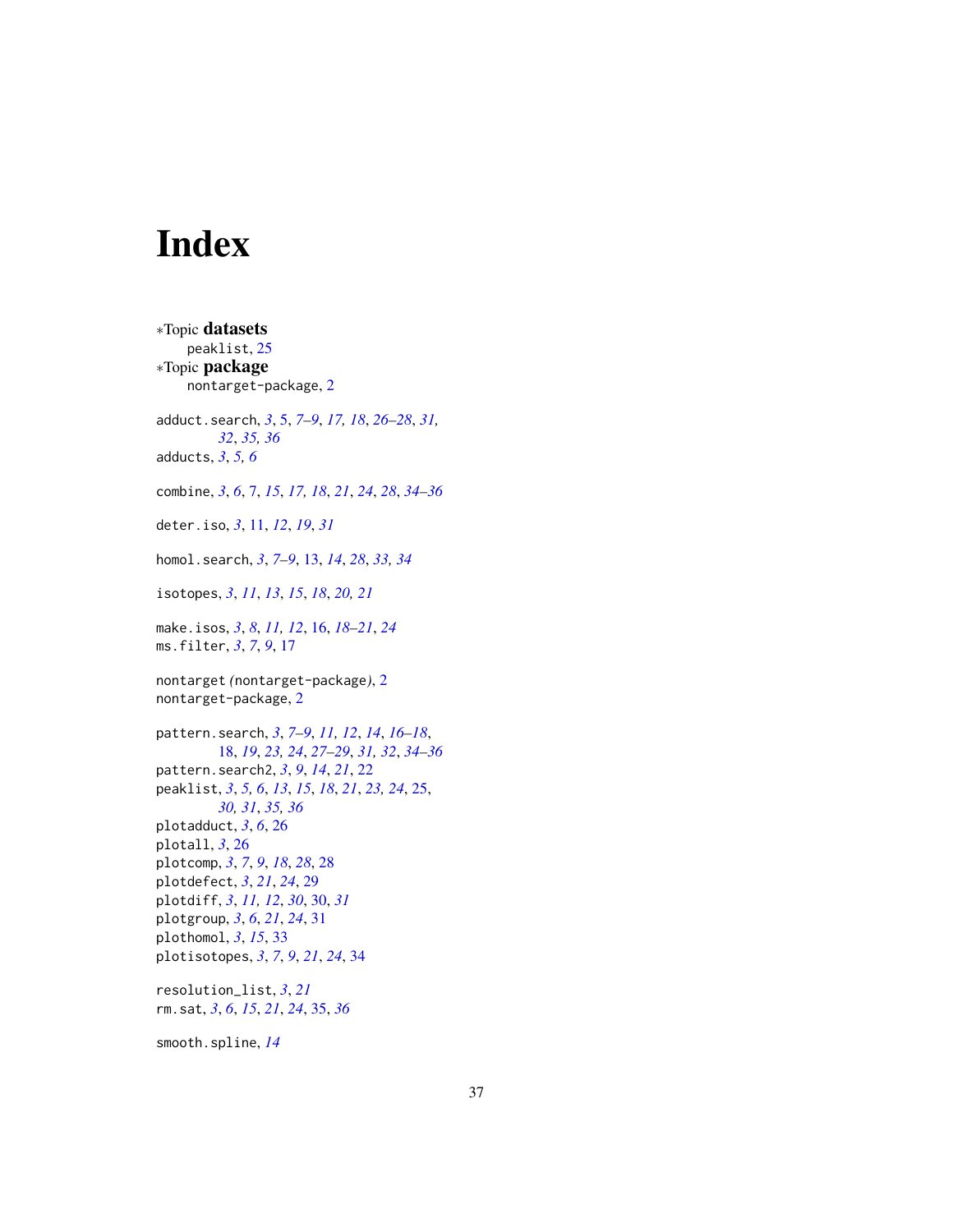# Index

*Topic **datasets**
  peaklist, 25
*Topic **package**
  nontarget-package, 2

adduct.search, *3*, 5, *7–9*, *17, 18*, *26–28*, *31, 32*, *35, 36*
adducts, *3*, *5, 6*

combine, *3*, *6*, 7, *15*, *17, 18*, *21*, *24*, *28*, *34–36*

deter.iso, *3*, 11, *12*, *19*, *31*

homol.search, *3*, *7–9*, 13, *14*, *28*, *33, 34*

isotopes, *3*, *11*, *13*, *15*, *18*, *20, 21*

make.isos, *3*, *8*, *11, 12*, 16, *18–21*, *24*
ms.filter, *3*, *7*, *9*, 17

nontarget *(*nontarget-package*)*, 2
nontarget-package, 2

pattern.search, *3*, *7–9*, *11, 12*, *14*, *16–18*, 18, *19*, *23, 24*, *27–29*, *31, 32*, *34–36*
pattern.search2, *3*, *9*, *14*, *21*, 22
peaklist, *3*, *5, 6*, *13*, *15*, *18*, *21*, *23, 24*, 25, *30, 31*, *35, 36*
plotadduct, *3*, *6*, 26
plotall, *3*, 26
plotcomp, *3*, *7*, *9*, *18*, *28*, 28
plotdefect, *3*, *21*, *24*, 29
plotdiff, *3*, *11, 12*, *30*, 30, *31*
plotgroup, *3*, *6*, *21*, *24*, 31
plothomol, *3*, *15*, 33
plotisotopes, *3*, *7*, *9*, *21*, *24*, 34

resolution_list, *3*, *21*
rm.sat, *3*, *6*, *15*, *21*, *24*, 35, *36*

smooth.spline, *14*